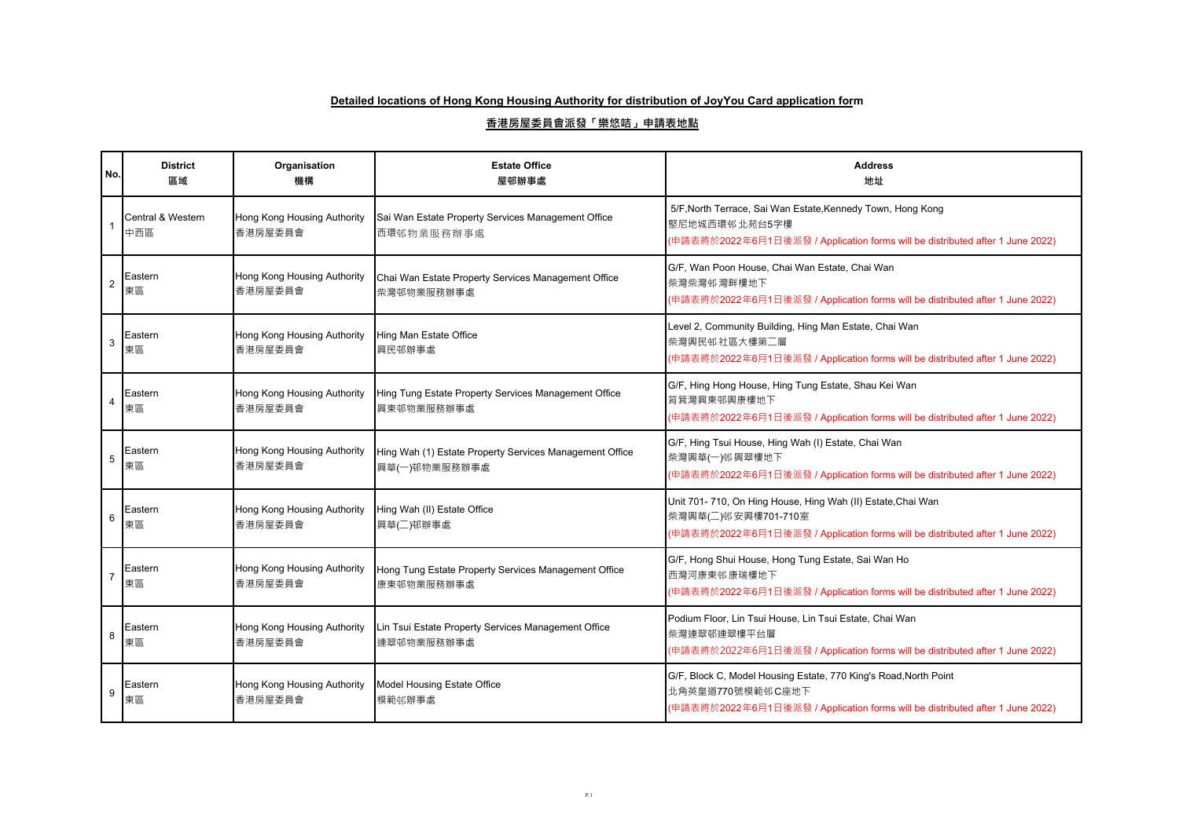**Detailed locations of Hong Kong Housing Authority for distribution of JoyYou Card application form**

**香港房屋委員會派發「樂悠咭」申請表地點**

| No. | District<br>區域 | Organisation<br>機構 | Estate Office<br>屋邨辦事處 | Address<br>地址 |
|---|---|---|---|---|
| 1 | Central & Western<br>中西區 | Hong Kong Housing Authority<br>香港房屋委員會 | Sai Wan Estate Property Services Management Office<br>西環邨物業服務辦事處 | 5/F,North Terrace, Sai Wan Estate,Kennedy Town, Hong Kong<br>堅尼地城西環邨北苑台5字樓<br>(申請表將於2022年6月1日後派發 / Application forms will be distributed after 1 June 2022) |
| 2 | Eastern<br>東區 | Hong Kong Housing Authority<br>香港房屋委員會 | Chai Wan Estate Property Services Management Office<br>柴灣邨物業服務辦事處 | G/F, Wan Poon House, Chai Wan Estate, Chai Wan<br>柴灣柴灣邨灣畔樓地下<br>(申請表將於2022年6月1日後派發 / Application forms will be distributed after 1 June 2022) |
| 3 | Eastern<br>東區 | Hong Kong Housing Authority<br>香港房屋委員會 | Hing Man Estate Office<br>興民邨辦事處 | Level 2, Community Building, Hing Man Estate, Chai Wan<br>柴灣興民邨社區大樓第二層<br>(申請表將於2022年6月1日後派發 / Application forms will be distributed after 1 June 2022) |
| 4 | Eastern<br>東區 | Hong Kong Housing Authority<br>香港房屋委員會 | Hing Tung Estate Property Services Management Office<br>興東邨物業服務辦事處 | G/F, Hing Hong House, Hing Tung Estate, Shau Kei Wan<br>筲箕灣興東邨興康樓地下<br>(申請表將於2022年6月1日後派發 / Application forms will be distributed after 1 June 2022) |
| 5 | Eastern<br>東區 | Hong Kong Housing Authority<br>香港房屋委員會 | Hing Wah (1) Estate Property Services Management Office<br>興華(一)邨物業服務辦事處 | G/F, Hing Tsui House, Hing Wah (I) Estate, Chai Wan<br>柴灣興華(一)邨興翠樓地下<br>(申請表將於2022年6月1日後派發 / Application forms will be distributed after 1 June 2022) |
| 6 | Eastern<br>東區 | Hong Kong Housing Authority<br>香港房屋委員會 | Hing Wah (II) Estate Office<br>興華(二)邨辦事處 | Unit 701- 710, On Hing House, Hing Wah (II) Estate,Chai Wan<br>柴灣興華(二)邨安興樓701-710室<br>(申請表將於2022年6月1日後派發 / Application forms will be distributed after 1 June 2022) |
| 7 | Eastern<br>東區 | Hong Kong Housing Authority<br>香港房屋委員會 | Hong Tung Estate Property Services Management Office<br>康東邨物業服務辦事處 | G/F, Hong Shui House, Hong Tung Estate, Sai Wan Ho<br>西灣河康東邨康瑞樓地下<br>(申請表將於2022年6月1日後派發 / Application forms will be distributed after 1 June 2022) |
| 8 | Eastern<br>東區 | Hong Kong Housing Authority<br>香港房屋委員會 | Lin Tsui Estate Property Services Management Office<br>連翠邨物業服務辦事處 | Podium Floor, Lin Tsui House, Lin Tsui Estate, Chai Wan<br>柴灣連翠邨連翠樓平台層<br>(申請表將於2022年6月1日後派發 / Application forms will be distributed after 1 June 2022) |
| 9 | Eastern<br>東區 | Hong Kong Housing Authority<br>香港房屋委員會 | Model Housing Estate Office<br>模範邨辦事處 | G/F, Block C, Model Housing Estate, 770 King's Road,North Point<br>北角英皇道770號模範邨C座地下<br>(申請表將於2022年6月1日後派發 / Application forms will be distributed after 1 June 2022) |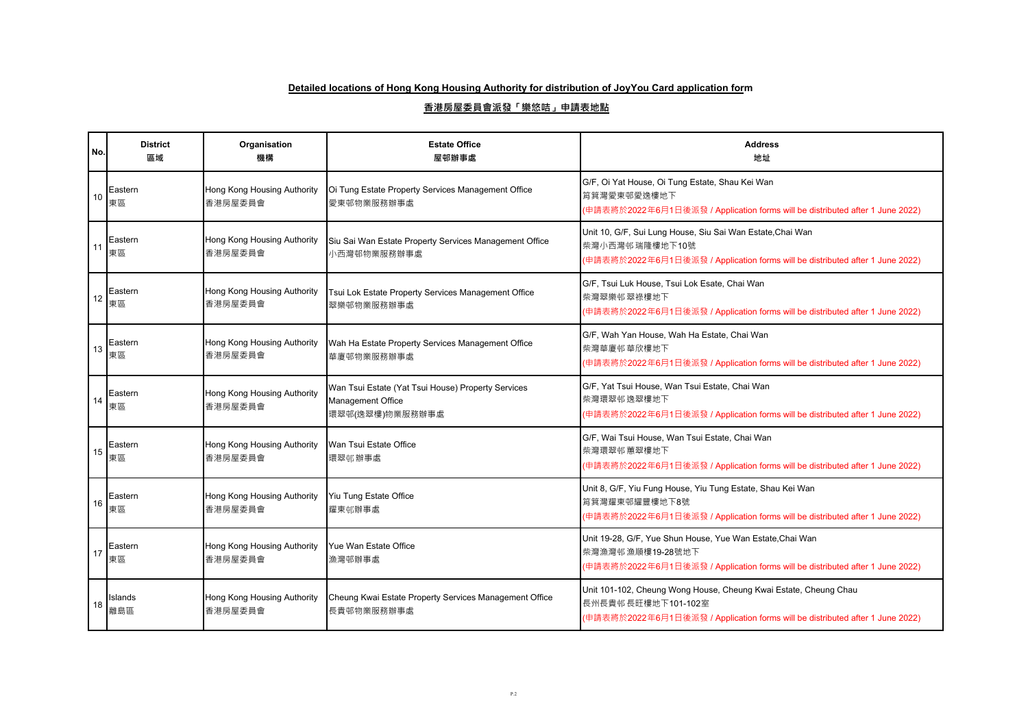**Detailed locations of Hong Kong Housing Authority for distribution of JoyYou Card application form**

**香港房屋委員會派發「樂悠咭」申請表地點**

| No. | District 區域 | Organisation 機構 | Estate Office 屋邨辦事處 | Address 地址 |
|---|---|---|---|---|
| 10 | Eastern 東區 | Hong Kong Housing Authority 香港房屋委員會 | Oi Tung Estate Property Services Management Office 愛東邨物業服務辦事處 | G/F, Oi Yat House, Oi Tung Estate, Shau Kei Wan 筲箕灣愛東邨愛逸樓地下 (申請表將於2022年6月1日後派發 / Application forms will be distributed after 1 June 2022) |
| 11 | Eastern 東區 | Hong Kong Housing Authority 香港房屋委員會 | Siu Sai Wan Estate Property Services Management Office 小西灣邨物業服務辦事處 | Unit 10, G/F, Sui Lung House, Siu Sai Wan Estate,Chai Wan 柴灣小西灣邨瑞隆樓地下10號 (申請表將於2022年6月1日後派發 / Application forms will be distributed after 1 June 2022) |
| 12 | Eastern 東區 | Hong Kong Housing Authority 香港房屋委員會 | Tsui Lok Estate Property Services Management Office 翠樂邨物業服務辦事處 | G/F, Tsui Luk House, Tsui Lok Esate, Chai Wan 柴灣翠樂邨翠祿樓地下 (申請表將於2022年6月1日後派發 / Application forms will be distributed after 1 June 2022) |
| 13 | Eastern 東區 | Hong Kong Housing Authority 香港房屋委員會 | Wah Ha Estate Property Services Management Office 華廈邨物業服務辦事處 | G/F, Wah Yan House, Wah Ha Estate, Chai Wan 柴灣華廈邨華欣樓地下 (申請表將於2022年6月1日後派發 / Application forms will be distributed after 1 June 2022) |
| 14 | Eastern 東區 | Hong Kong Housing Authority 香港房屋委員會 | Wan Tsui Estate (Yat Tsui House) Property Services Management Office 環翠邨(逸翠樓)物業服務辦事處 | G/F, Yat Tsui House, Wan Tsui Estate, Chai Wan 柴灣環翠邨逸翠樓地下 (申請表將於2022年6月1日後派發 / Application forms will be distributed after 1 June 2022) |
| 15 | Eastern 東區 | Hong Kong Housing Authority 香港房屋委員會 | Wan Tsui Estate Office 環翠邨辦事處 | G/F, Wai Tsui House, Wan Tsui Estate, Chai Wan 柴灣環翠邨蕙翠樓地下 (申請表將於2022年6月1日後派發 / Application forms will be distributed after 1 June 2022) |
| 16 | Eastern 東區 | Hong Kong Housing Authority 香港房屋委員會 | Yiu Tung Estate Office 耀東邨辦事處 | Unit 8, G/F, Yiu Fung House, Yiu Tung Estate, Shau Kei Wan 筲箕灣耀東邨耀豐樓地下8號 (申請表將於2022年6月1日後派發 / Application forms will be distributed after 1 June 2022) |
| 17 | Eastern 東區 | Hong Kong Housing Authority 香港房屋委員會 | Yue Wan Estate Office 漁灣邨辦事處 | Unit 19-28, G/F, Yue Shun House, Yue Wan Estate,Chai Wan 柴灣漁灣邨漁順樓19-28號地下 (申請表將於2022年6月1日後派發 / Application forms will be distributed after 1 June 2022) |
| 18 | Islands 離島區 | Hong Kong Housing Authority 香港房屋委員會 | Cheung Kwai Estate Property Services Management Office 長貴邨物業服務辦事處 | Unit 101-102, Cheung Wong House, Cheung Kwai Estate, Cheung Chau 長州長貴邨長旺樓地下101-102室 (申請表將於2022年6月1日後派發 / Application forms will be distributed after 1 June 2022) |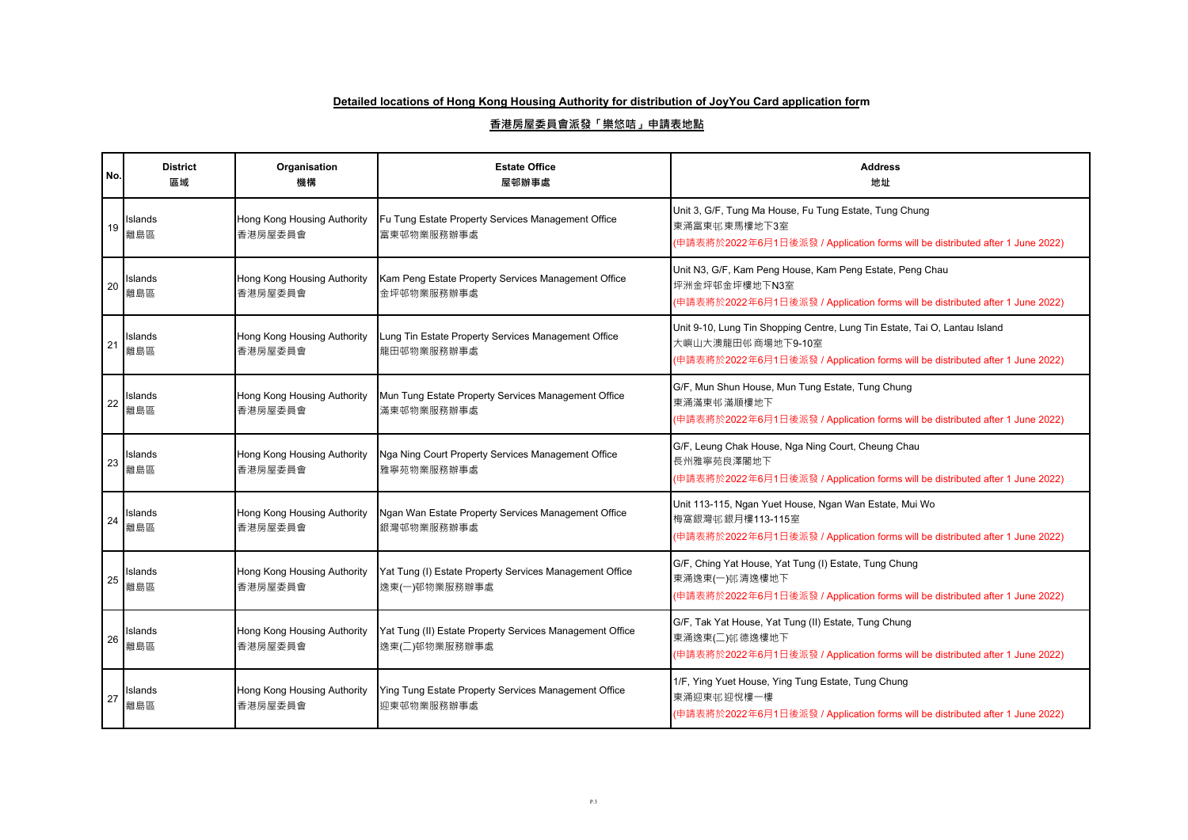**Detailed locations of Hong Kong Housing Authority for distribution of JoyYou Card application form**

**香港房屋委員會派發「樂悠咭」申請表地點**

| No. | District<br>區域 | Organisation<br>機構 | Estate Office<br>屋邨辦事處 | Address<br>地址 |
|---|---|---|---|---|
| 19 | Islands<br>離島區 | Hong Kong Housing Authority<br>香港房屋委員會 | Fu Tung Estate Property Services Management Office<br>富東邨物業服務辦事處 | Unit 3, G/F, Tung Ma House, Fu Tung Estate, Tung Chung<br>東涌富東邨東馬樓地下3室<br>(申請表將於2022年6月1日後派發 / Application forms will be distributed after 1 June 2022) |
| 20 | Islands<br>離島區 | Hong Kong Housing Authority<br>香港房屋委員會 | Kam Peng Estate Property Services Management Office<br>金坪邨物業服務辦事處 | Unit N3, G/F, Kam Peng House, Kam Peng Estate, Peng Chau<br>坪洲金坪邨金坪樓地下N3室<br>(申請表將於2022年6月1日後派發 / Application forms will be distributed after 1 June 2022) |
| 21 | Islands<br>離島區 | Hong Kong Housing Authority<br>香港房屋委員會 | Lung Tin Estate Property Services Management Office<br>龍田邨物業服務辦事處 | Unit 9-10, Lung Tin Shopping Centre, Lung Tin Estate, Tai O, Lantau Island<br>大嶼山大澳龍田邨商場地下9-10室<br>(申請表將於2022年6月1日後派發 / Application forms will be distributed after 1 June 2022) |
| 22 | Islands<br>離島區 | Hong Kong Housing Authority<br>香港房屋委員會 | Mun Tung Estate Property Services Management Office<br>滿東邨物業服務辦事處 | G/F, Mun Shun House, Mun Tung Estate, Tung Chung<br>東涌滿東邨滿順樓地下<br>(申請表將於2022年6月1日後派發 / Application forms will be distributed after 1 June 2022) |
| 23 | Islands<br>離島區 | Hong Kong Housing Authority<br>香港房屋委員會 | Nga Ning Court Property Services Management Office<br>雅寧苑物業服務辦事處 | G/F, Leung Chak House, Nga Ning Court, Cheung Chau<br>長州雅寧苑良澤閣地下<br>(申請表將於2022年6月1日後派發 / Application forms will be distributed after 1 June 2022) |
| 24 | Islands<br>離島區 | Hong Kong Housing Authority<br>香港房屋委員會 | Ngan Wan Estate Property Services Management Office<br>銀灣邨物業服務辦事處 | Unit 113-115, Ngan Yuet House, Ngan Wan Estate, Mui Wo<br>梅窩銀灣邨銀月樓113-115室<br>(申請表將於2022年6月1日後派發 / Application forms will be distributed after 1 June 2022) |
| 25 | Islands<br>離島區 | Hong Kong Housing Authority<br>香港房屋委員會 | Yat Tung (I) Estate Property Services Management Office<br>逸東(一)邨物業服務辦事處 | G/F, Ching Yat House, Yat Tung (I) Estate, Tung Chung<br>東涌逸東(一)邨清逸樓地下<br>(申請表將於2022年6月1日後派發 / Application forms will be distributed after 1 June 2022) |
| 26 | Islands<br>離島區 | Hong Kong Housing Authority<br>香港房屋委員會 | Yat Tung (II) Estate Property Services Management Office<br>逸東(二)邨物業服務辦事處 | G/F, Tak Yat House, Yat Tung (II) Estate, Tung Chung<br>東涌逸東(二)邨德逸樓地下<br>(申請表將於2022年6月1日後派發 / Application forms will be distributed after 1 June 2022) |
| 27 | Islands<br>離島區 | Hong Kong Housing Authority<br>香港房屋委員會 | Ying Tung Estate Property Services Management Office<br>迎東邨物業服務辦事處 | 1/F, Ying Yuet House, Ying Tung Estate, Tung Chung<br>東涌迎東邨迎悅樓一樓<br>(申請表將於2022年6月1日後派發 / Application forms will be distributed after 1 June 2022) |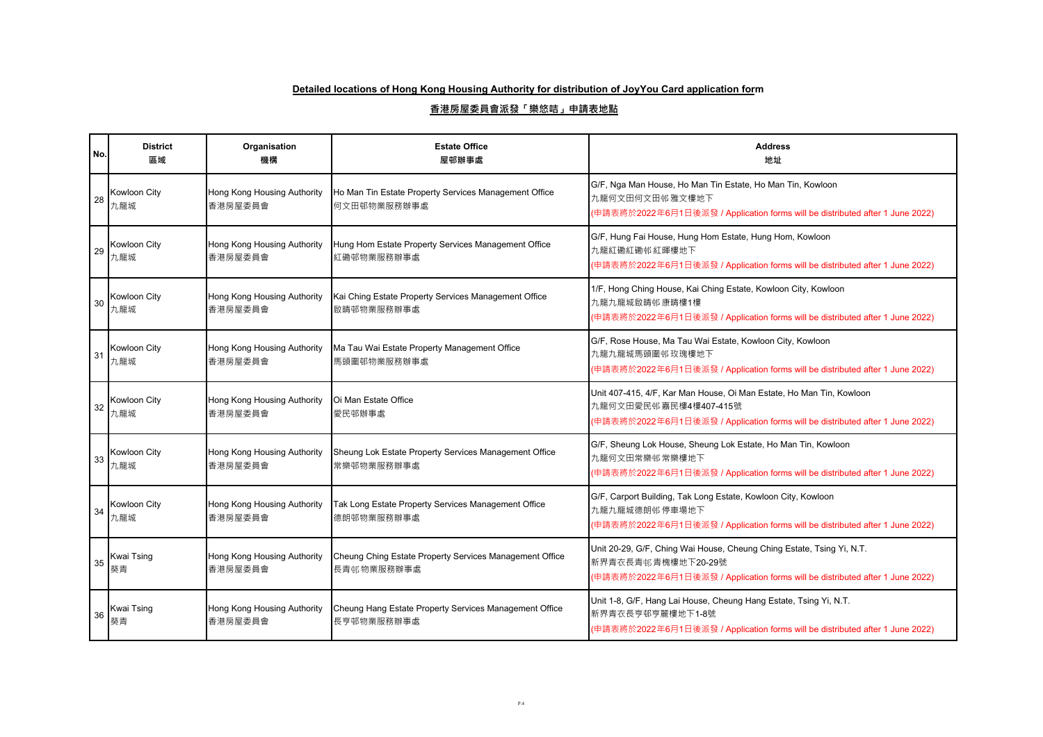**Detailed locations of Hong Kong Housing Authority for distribution of JoyYou Card application form**

**香港房屋委員會派發「樂悠咭」申請表地點**

| No. | District<br>區域 | Organisation<br>機構 | Estate Office<br>屋邨辦事處 | Address<br>地址 |
|---|---|---|---|---|
| 28 | Kowloon City<br>九龍城 | Hong Kong Housing Authority<br>香港房屋委員會 | Ho Man Tin Estate Property Services Management Office<br>何文田邨物業服務辦事處 | G/F, Nga Man House, Ho Man Tin Estate, Ho Man Tin, Kowloon<br>九龍何文田何文田邨 雅文樓地下<br>(申請表將於2022年6月1日後派發 / Application forms will be distributed after 1 June 2022) |
| 29 | Kowloon City<br>九龍城 | Hong Kong Housing Authority<br>香港房屋委員會 | Hung Hom Estate Property Services Management Office<br>紅磡邨物業服務辦事處 | G/F, Hung Fai House, Hung Hom Estate, Hung Hom, Kowloon<br>九龍紅磡紅磡邨 紅暉樓地下<br>(申請表將於2022年6月1日後派發 / Application forms will be distributed after 1 June 2022) |
| 30 | Kowloon City<br>九龍城 | Hong Kong Housing Authority<br>香港房屋委員會 | Kai Ching Estate Property Services Management Office<br>啟晴邨物業服務辦事處 | 1/F, Hong Ching House, Kai Ching Estate, Kowloon City, Kowloon<br>九龍九龍城啟晴邨 康晴樓1樓<br>(申請表將於2022年6月1日後派發 / Application forms will be distributed after 1 June 2022) |
| 31 | Kowloon City<br>九龍城 | Hong Kong Housing Authority<br>香港房屋委員會 | Ma Tau Wai Estate Property Management Office<br>馬頭圍邨物業服務辦事處 | G/F, Rose House, Ma Tau Wai Estate, Kowloon City, Kowloon<br>九龍九龍城馬頭圍邨 玫瑰樓地下<br>(申請表將於2022年6月1日後派發 / Application forms will be distributed after 1 June 2022) |
| 32 | Kowloon City<br>九龍城 | Hong Kong Housing Authority<br>香港房屋委員會 | Oi Man Estate Office<br>愛民邨辦事處 | Unit 407-415, 4/F, Kar Man House, Oi Man Estate, Ho Man Tin, Kowloon<br>九龍何文田愛民邨 嘉民樓4樓407-415號<br>(申請表將於2022年6月1日後派發 / Application forms will be distributed after 1 June 2022) |
| 33 | Kowloon City<br>九龍城 | Hong Kong Housing Authority<br>香港房屋委員會 | Sheung Lok Estate Property Services Management Office<br>常樂邨物業服務辦事處 | G/F, Sheung Lok House, Sheung Lok Estate, Ho Man Tin, Kowloon<br>九龍何文田常樂邨 常樂樓地下<br>(申請表將於2022年6月1日後派發 / Application forms will be distributed after 1 June 2022) |
| 34 | Kowloon City<br>九龍城 | Hong Kong Housing Authority<br>香港房屋委員會 | Tak Long Estate Property Services Management Office<br>德朗邨物業服務辦事處 | G/F, Carport Building, Tak Long Estate, Kowloon City, Kowloon<br>九龍九龍城德朗邨 停車場地下<br>(申請表將於2022年6月1日後派發 / Application forms will be distributed after 1 June 2022) |
| 35 | Kwai Tsing<br>葵青 | Hong Kong Housing Authority<br>香港房屋委員會 | Cheung Ching Estate Property Services Management Office<br>長青邨 物業服務辦事處 | Unit 20-29, G/F, Ching Wai House, Cheung Ching Estate, Tsing Yi, N.T.<br>新界青衣長青邨 青槐樓地下20-29號<br>(申請表將於2022年6月1日後派發 / Application forms will be distributed after 1 June 2022) |
| 36 | Kwai Tsing<br>葵青 | Hong Kong Housing Authority<br>香港房屋委員會 | Cheung Hang Estate Property Services Management Office<br>長亨邨物業服務辦事處 | Unit 1-8, G/F, Hang Lai House, Cheung Hang Estate, Tsing Yi, N.T.<br>新界青衣長亨邨亨麗樓地下1-8號<br>(申請表將於2022年6月1日後派發 / Application forms will be distributed after 1 June 2022) |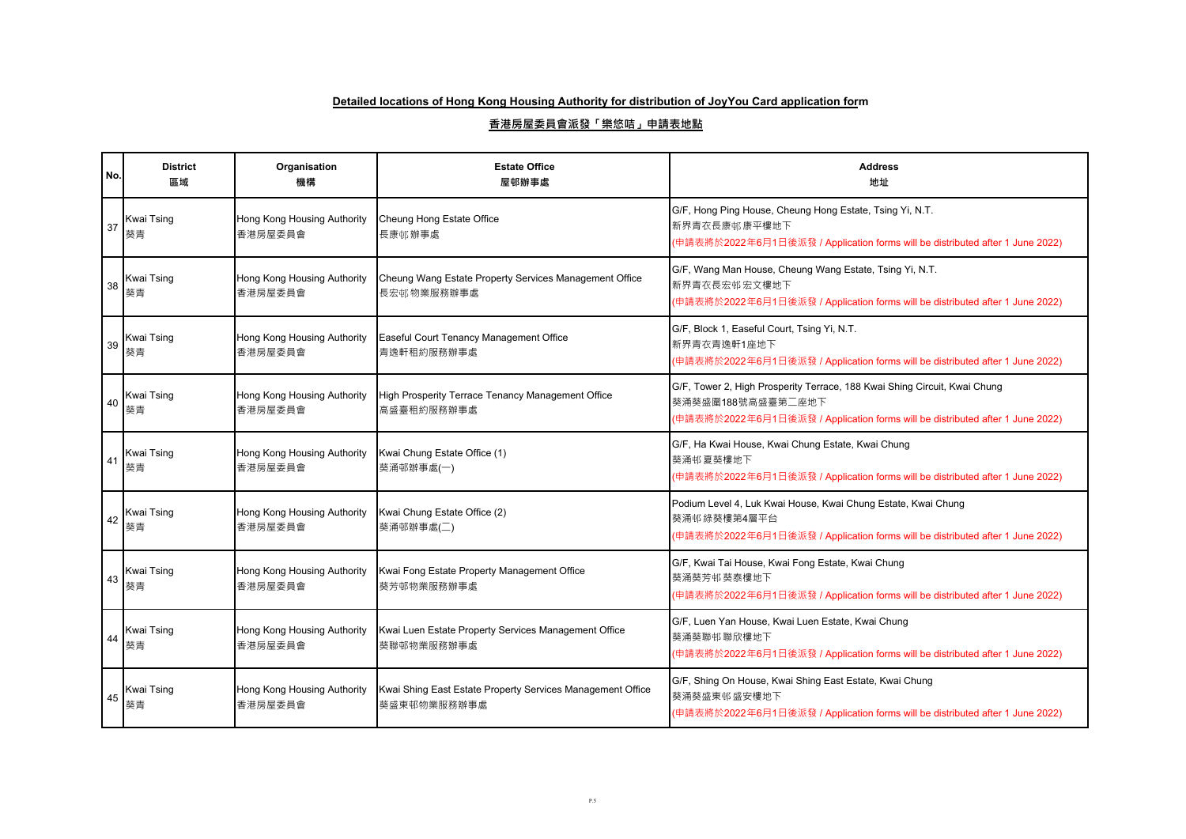**Detailed locations of Hong Kong Housing Authority for distribution of JoyYou Card application form**

**香港房屋委員會派發「樂悠咭」申請表地點**

| No. | District<br>區域 | Organisation<br>機構 | Estate Office<br>屋邨辦事處 | Address<br>地址 |
|---|---|---|---|---|
| 37 | Kwai Tsing<br>葵青 | Hong Kong Housing Authority<br>香港房屋委員會 | Cheung Hong Estate Office<br>長康邨辦事處 | G/F, Hong Ping House, Cheung Hong Estate, Tsing Yi, N.T.<br>新界青衣長康邨康平樓地下<br>(申請表將於2022年6月1日後派發 / Application forms will be distributed after 1 June 2022) |
| 38 | Kwai Tsing<br>葵青 | Hong Kong Housing Authority<br>香港房屋委員會 | Cheung Wang Estate Property Services Management Office<br>長宏邨物業服務辦事處 | G/F, Wang Man House, Cheung Wang Estate, Tsing Yi, N.T.<br>新界青衣長宏邨宏文樓地下<br>(申請表將於2022年6月1日後派發 / Application forms will be distributed after 1 June 2022) |
| 39 | Kwai Tsing<br>葵青 | Hong Kong Housing Authority<br>香港房屋委員會 | Easeful Court Tenancy Management Office<br>青逸軒租約服務辦事處 | G/F, Block 1, Easeful Court, Tsing Yi, N.T.<br>新界青衣青逸軒1座地下<br>(申請表將於2022年6月1日後派發 / Application forms will be distributed after 1 June 2022) |
| 40 | Kwai Tsing<br>葵青 | Hong Kong Housing Authority<br>香港房屋委員會 | High Prosperity Terrace Tenancy Management Office<br>高盛臺租約服務辦事處 | G/F, Tower 2, High Prosperity Terrace, 188 Kwai Shing Circuit, Kwai Chung<br>葵涌葵盛圍188號高盛臺第二座地下<br>(申請表將於2022年6月1日後派發 / Application forms will be distributed after 1 June 2022) |
| 41 | Kwai Tsing<br>葵青 | Hong Kong Housing Authority<br>香港房屋委員會 | Kwai Chung Estate Office (1)<br>葵涌邨辦事處(一) | G/F, Ha Kwai House, Kwai Chung Estate, Kwai Chung<br>葵涌邨夏葵樓地下<br>(申請表將於2022年6月1日後派發 / Application forms will be distributed after 1 June 2022) |
| 42 | Kwai Tsing<br>葵青 | Hong Kong Housing Authority<br>香港房屋委員會 | Kwai Chung Estate Office (2)<br>葵涌邨辦事處(二) | Podium Level 4, Luk Kwai House, Kwai Chung Estate, Kwai Chung<br>葵涌邨綠葵樓第4層平台<br>(申請表將於2022年6月1日後派發 / Application forms will be distributed after 1 June 2022) |
| 43 | Kwai Tsing<br>葵青 | Hong Kong Housing Authority<br>香港房屋委員會 | Kwai Fong Estate Property Management Office<br>葵芳邨物業服務辦事處 | G/F, Kwai Tai House, Kwai Fong Estate, Kwai Chung<br>葵涌葵芳邨葵泰樓地下<br>(申請表將於2022年6月1日後派發 / Application forms will be distributed after 1 June 2022) |
| 44 | Kwai Tsing<br>葵青 | Hong Kong Housing Authority<br>香港房屋委員會 | Kwai Luen Estate Property Services Management Office<br>葵聯邨物業服務辦事處 | G/F, Luen Yan House, Kwai Luen Estate, Kwai Chung<br>葵涌葵聯邨聯欣樓地下<br>(申請表將於2022年6月1日後派發 / Application forms will be distributed after 1 June 2022) |
| 45 | Kwai Tsing<br>葵青 | Hong Kong Housing Authority<br>香港房屋委員會 | Kwai Shing East Estate Property Services Management Office<br>葵盛東邨物業服務辦事處 | G/F, Shing On House, Kwai Shing East Estate, Kwai Chung<br>葵涌葵盛東邨盛安樓地下<br>(申請表將於2022年6月1日後派發 / Application forms will be distributed after 1 June 2022) |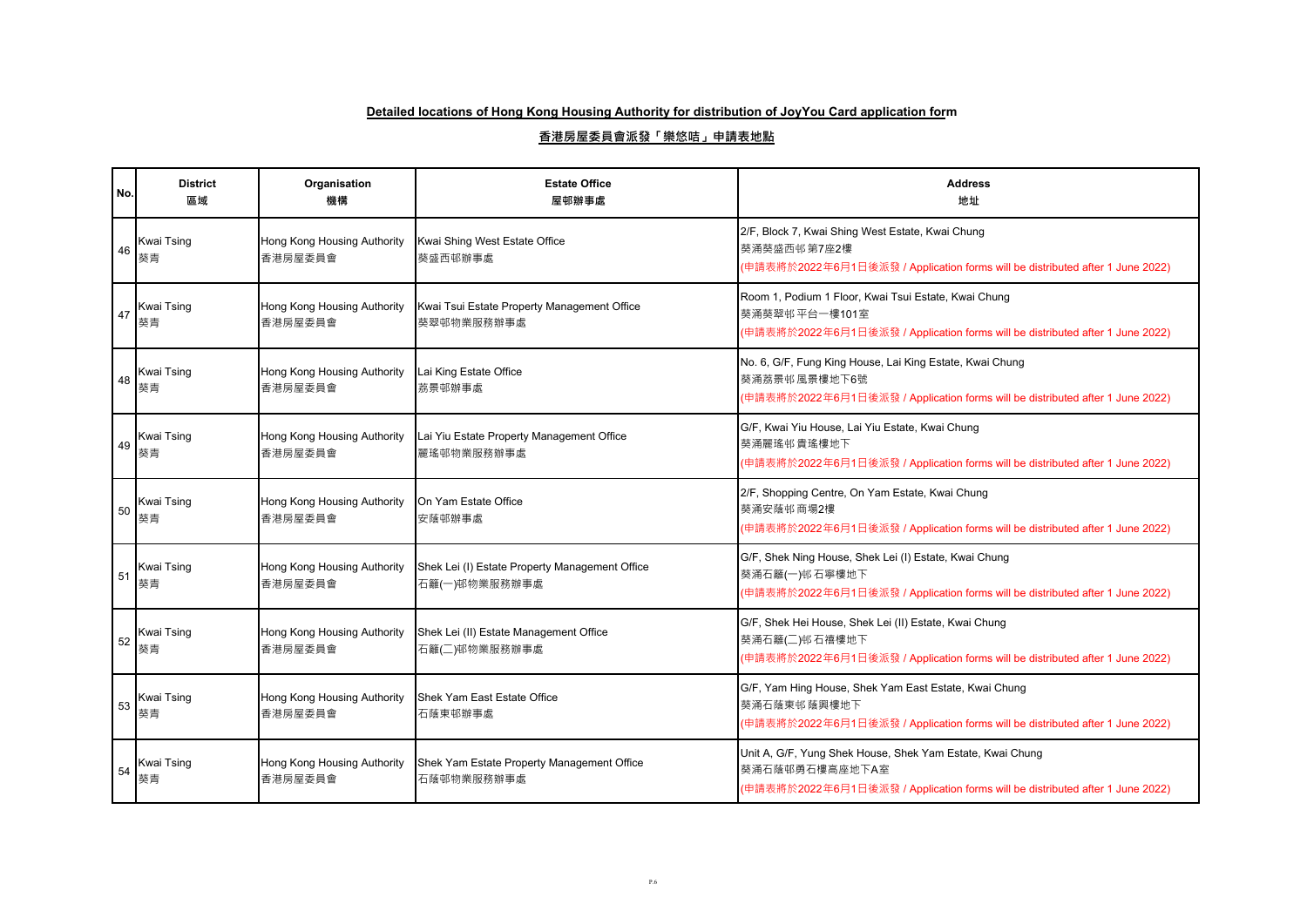**Detailed locations of Hong Kong Housing Authority for distribution of JoyYou Card application form**

**香港房屋委員會派發「樂悠咭」申請表地點**

| No. | District<br>區域 | Organisation<br>機構 | Estate Office<br>屋邨辦事處 | Address<br>地址 |
|---|---|---|---|---|
| 46 | Kwai Tsing<br>葵青 | Hong Kong Housing Authority<br>香港房屋委員會 | Kwai Shing West Estate Office<br>葵盛西邨辦事處 | 2/F, Block 7, Kwai Shing West Estate, Kwai Chung<br>葵涌葵盛西邨第7座2樓<br>(申請表將於2022年6月1日後派發 / Application forms will be distributed after 1 June 2022) |
| 47 | Kwai Tsing<br>葵青 | Hong Kong Housing Authority<br>香港房屋委員會 | Kwai Tsui Estate Property Management Office<br>葵翠邨物業服務辦事處 | Room 1, Podium 1 Floor, Kwai Tsui Estate, Kwai Chung<br>葵涌葵翠邨平台一樓101室<br>(申請表將於2022年6月1日後派發 / Application forms will be distributed after 1 June 2022) |
| 48 | Kwai Tsing<br>葵青 | Hong Kong Housing Authority<br>香港房屋委員會 | Lai King Estate Office<br>荔景邨辦事處 | No. 6, G/F, Fung King House, Lai King Estate, Kwai Chung<br>葵涌荔景邨風景樓地下6號<br>(申請表將於2022年6月1日後派發 / Application forms will be distributed after 1 June 2022) |
| 49 | Kwai Tsing<br>葵青 | Hong Kong Housing Authority<br>香港房屋委員會 | Lai Yiu Estate Property Management Office<br>麗瑤邨物業服務辦事處 | G/F, Kwai Yiu House, Lai Yiu Estate, Kwai Chung<br>葵涌麗瑤邨貴瑤樓地下<br>(申請表將於2022年6月1日後派發 / Application forms will be distributed after 1 June 2022) |
| 50 | Kwai Tsing<br>葵青 | Hong Kong Housing Authority<br>香港房屋委員會 | On Yam Estate Office<br>安蔭邨辦事處 | 2/F, Shopping Centre, On Yam Estate, Kwai Chung<br>葵涌安蔭邨商場2樓<br>(申請表將於2022年6月1日後派發 / Application forms will be distributed after 1 June 2022) |
| 51 | Kwai Tsing<br>葵青 | Hong Kong Housing Authority<br>香港房屋委員會 | Shek Lei (I) Estate Property Management Office<br>石籬(一)邨物業服務辦事處 | G/F, Shek Ning House, Shek Lei (I) Estate, Kwai Chung<br>葵涌石籬(一)邨石寧樓地下<br>(申請表將於2022年6月1日後派發 / Application forms will be distributed after 1 June 2022) |
| 52 | Kwai Tsing<br>葵青 | Hong Kong Housing Authority<br>香港房屋委員會 | Shek Lei (II) Estate Management Office<br>石籬(二)邨物業服務辦事處 | G/F, Shek Hei House, Shek Lei (II) Estate, Kwai Chung<br>葵涌石籬(二)邨石禧樓地下<br>(申請表將於2022年6月1日後派發 / Application forms will be distributed after 1 June 2022) |
| 53 | Kwai Tsing<br>葵青 | Hong Kong Housing Authority<br>香港房屋委員會 | Shek Yam East Estate Office<br>石蔭東邨辦事處 | G/F, Yam Hing House, Shek Yam East Estate, Kwai Chung<br>葵涌石蔭東邨蔭興樓地下<br>(申請表將於2022年6月1日後派發 / Application forms will be distributed after 1 June 2022) |
| 54 | Kwai Tsing<br>葵青 | Hong Kong Housing Authority<br>香港房屋委員會 | Shek Yam Estate Property Management Office<br>石蔭邨物業服務辦事處 | Unit A, G/F, Yung Shek House, Shek Yam Estate, Kwai Chung<br>葵涌石蔭邨勇石樓高座地下A室<br>(申請表將於2022年6月1日後派發 / Application forms will be distributed after 1 June 2022) |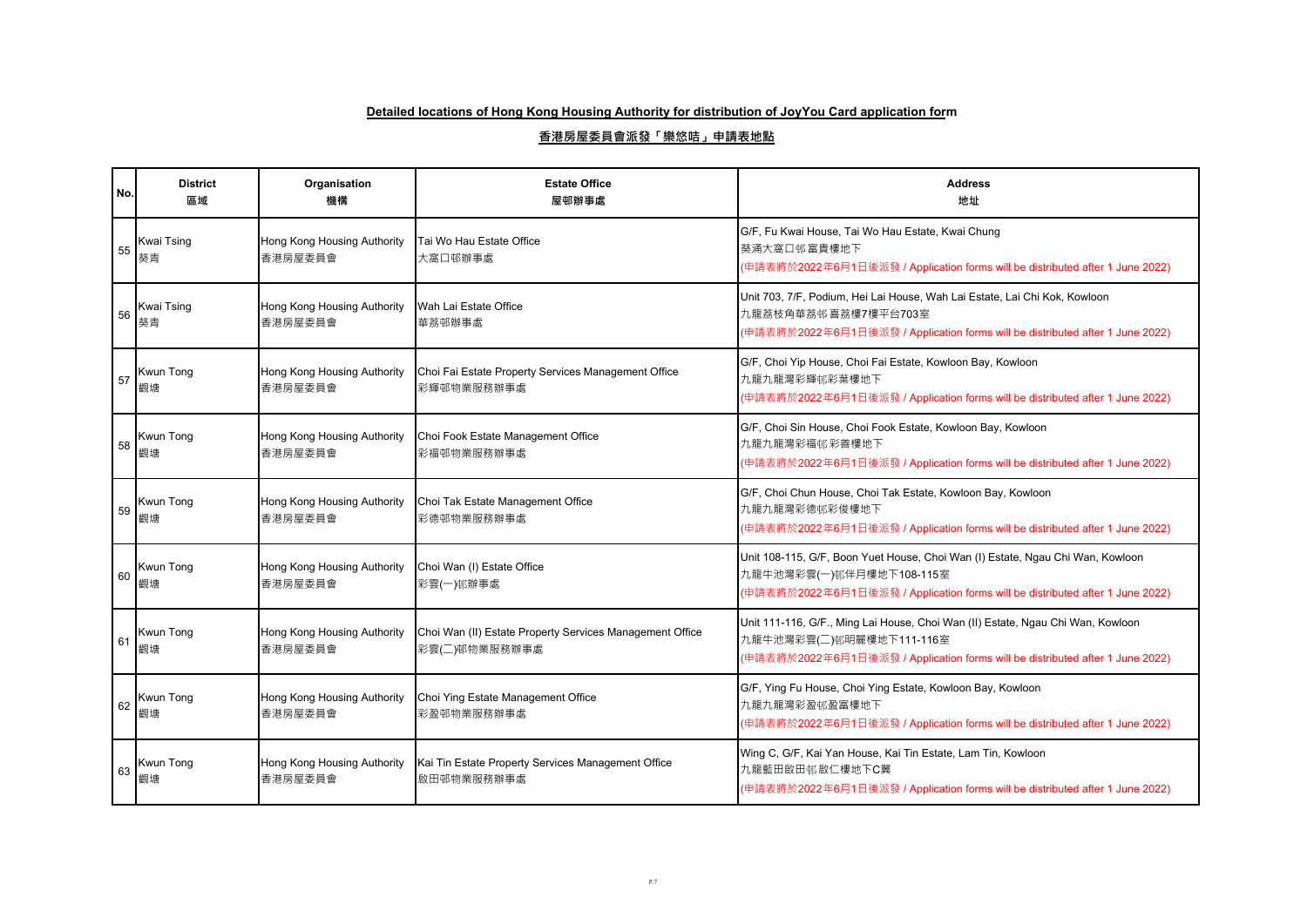**Detailed locations of Hong Kong Housing Authority for distribution of JoyYou Card application form**

**香港房屋委員會派發「樂悠咭」申請表地點**

| No. | District 區域 | Organisation 機構 | Estate Office 屋邨辦事處 | Address 地址 |
|---|---|---|---|---|
| 55 | Kwai Tsing 葵青 | Hong Kong Housing Authority 香港房屋委員會 | Tai Wo Hau Estate Office 大窩口邨辦事處 | G/F, Fu Kwai House, Tai Wo Hau Estate, Kwai Chung 葵涌大窩口邨富貴樓地下 (申請表將於2022年6月1日後派發 / Application forms will be distributed after 1 June 2022) |
| 56 | Kwai Tsing 葵青 | Hong Kong Housing Authority 香港房屋委員會 | Wah Lai Estate Office 華荔邨辦事處 | Unit 703, 7/F, Podium, Hei Lai House, Wah Lai Estate, Lai Chi Kok, Kowloon 九龍荔枝角華荔邨喜荔樓7樓平台703室 (申請表將於2022年6月1日後派發 / Application forms will be distributed after 1 June 2022) |
| 57 | Kwun Tong 觀塘 | Hong Kong Housing Authority 香港房屋委員會 | Choi Fai Estate Property Services Management Office 彩輝邨物業服務辦事處 | G/F, Choi Yip House, Choi Fai Estate, Kowloon Bay, Kowloon 九龍九龍灣彩輝邨彩葉樓地下 (申請表將於2022年6月1日後派發 / Application forms will be distributed after 1 June 2022) |
| 58 | Kwun Tong 觀塘 | Hong Kong Housing Authority 香港房屋委員會 | Choi Fook Estate Management Office 彩福邨物業服務辦事處 | G/F, Choi Sin House, Choi Fook Estate, Kowloon Bay, Kowloon 九龍九龍灣彩福邨彩善樓地下 (申請表將於2022年6月1日後派發 / Application forms will be distributed after 1 June 2022) |
| 59 | Kwun Tong 觀塘 | Hong Kong Housing Authority 香港房屋委員會 | Choi Tak Estate Management Office 彩德邨物業服務辦事處 | G/F, Choi Chun House, Choi Tak Estate, Kowloon Bay, Kowloon 九龍九龍灣彩德邨彩俊樓地下 (申請表將於2022年6月1日後派發 / Application forms will be distributed after 1 June 2022) |
| 60 | Kwun Tong 觀塘 | Hong Kong Housing Authority 香港房屋委員會 | Choi Wan (I) Estate Office 彩雲(一)邨辦事處 | Unit 108-115, G/F, Boon Yuet House, Choi Wan (I) Estate, Ngau Chi Wan, Kowloon 九龍牛池灣彩雲(一)邨伴月樓地下108-115室 (申請表將於2022年6月1日後派發 / Application forms will be distributed after 1 June 2022) |
| 61 | Kwun Tong 觀塘 | Hong Kong Housing Authority 香港房屋委員會 | Choi Wan (II) Estate Property Services Management Office 彩雲(二)邨物業服務辦事處 | Unit 111-116, G/F., Ming Lai House, Choi Wan (II) Estate, Ngau Chi Wan, Kowloon 九龍牛池灣彩雲(二)邨明麗樓地下111-116室 (申請表將於2022年6月1日後派發 / Application forms will be distributed after 1 June 2022) |
| 62 | Kwun Tong 觀塘 | Hong Kong Housing Authority 香港房屋委員會 | Choi Ying Estate Management Office 彩盈邨物業服務辦事處 | G/F, Ying Fu House, Choi Ying Estate, Kowloon Bay, Kowloon 九龍九龍灣彩盈邨盈富樓地下 (申請表將於2022年6月1日後派發 / Application forms will be distributed after 1 June 2022) |
| 63 | Kwun Tong 觀塘 | Hong Kong Housing Authority 香港房屋委員會 | Kai Tin Estate Property Services Management Office 啟田邨物業服務辦事處 | Wing C, G/F, Kai Yan House, Kai Tin Estate, Lam Tin, Kowloon 九龍藍田啟田邨啟仁樓地下C翼 (申請表將於2022年6月1日後派發 / Application forms will be distributed after 1 June 2022) |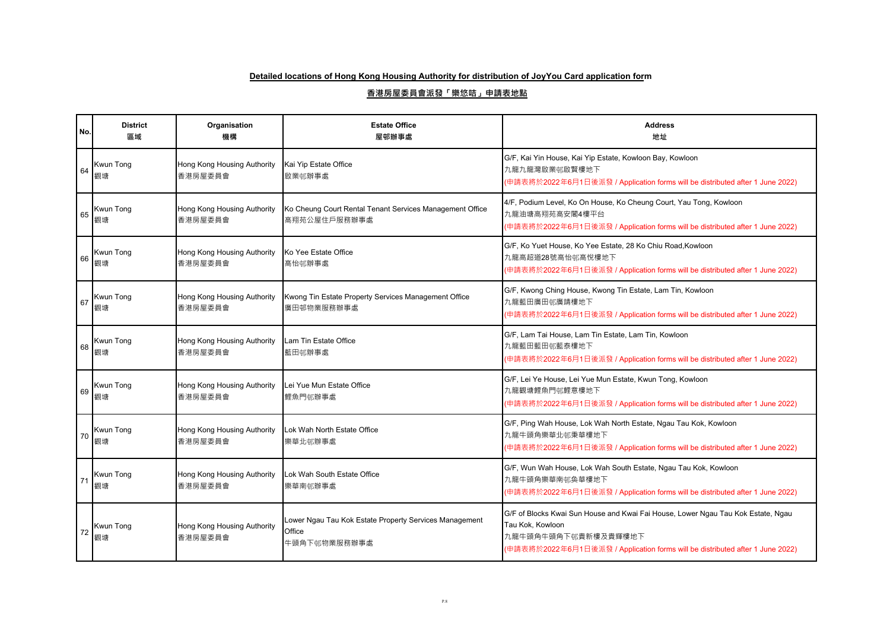**Detailed locations of Hong Kong Housing Authority for distribution of JoyYou Card application form**

**香港房屋委員會派發「樂悠咭」申請表地點**

| No. | District<br>區域 | Organisation<br>機構 | Estate Office<br>屋邨辦事處 | Address<br>地址 |
|---|---|---|---|---|
| 64 | Kwun Tong<br>觀塘 | Hong Kong Housing Authority<br>香港房屋委員會 | Kai Yip Estate Office<br>啟業邨辦事處 | G/F, Kai Yin House, Kai Yip Estate, Kowloon Bay, Kowloon<br>九龍九龍灣啟業邨啟賢樓地下<br>(申請表將於2022年6月1日後派發 / Application forms will be distributed after 1 June 2022) |
| 65 | Kwun Tong<br>觀塘 | Hong Kong Housing Authority<br>香港房屋委員會 | Ko Cheung Court Rental Tenant Services Management Office<br>高翔苑公屋住戶服務辦事處 | 4/F, Podium Level, Ko On House, Ko Cheung Court, Yau Tong, Kowloon<br>九龍油塘高翔苑高安閣4樓平台<br>(申請表將於2022年6月1日後派發 / Application forms will be distributed after 1 June 2022) |
| 66 | Kwun Tong<br>觀塘 | Hong Kong Housing Authority<br>香港房屋委員會 | Ko Yee Estate Office<br>高怡邨辦事處 | G/F, Ko Yuet House, Ko Yee Estate, 28 Ko Chiu Road,Kowloon<br>九龍高超道28號高怡邨高悅樓地下<br>(申請表將於2022年6月1日後派發 / Application forms will be distributed after 1 June 2022) |
| 67 | Kwun Tong<br>觀塘 | Hong Kong Housing Authority<br>香港房屋委員會 | Kwong Tin Estate Property Services Management Office<br>廣田邨物業服務辦事處 | G/F, Kwong Ching House, Kwong Tin Estate, Lam Tin, Kowloon<br>九龍藍田廣田邨廣靖樓地下<br>(申請表將於2022年6月1日後派發 / Application forms will be distributed after 1 June 2022) |
| 68 | Kwun Tong<br>觀塘 | Hong Kong Housing Authority<br>香港房屋委員會 | Lam Tin Estate Office<br>藍田邨辦事處 | G/F, Lam Tai House, Lam Tin Estate, Lam Tin, Kowloon<br>九龍藍田藍田邨藍泰樓地下<br>(申請表將於2022年6月1日後派發 / Application forms will be distributed after 1 June 2022) |
| 69 | Kwun Tong<br>觀塘 | Hong Kong Housing Authority<br>香港房屋委員會 | Lei Yue Mun Estate Office<br>鯉魚門邨辦事處 | G/F, Lei Ye House, Lei Yue Mun Estate, Kwun Tong, Kowloon<br>九龍觀塘鯉魚門邨鯉意樓地下<br>(申請表將於2022年6月1日後派發 / Application forms will be distributed after 1 June 2022) |
| 70 | Kwun Tong<br>觀塘 | Hong Kong Housing Authority<br>香港房屋委員會 | Lok Wah North Estate Office<br>樂華北邨辦事處 | G/F, Ping Wah House, Lok Wah North Estate, Ngau Tau Kok, Kowloon<br>九龍牛頭角樂華北邨秉華樓地下<br>(申請表將於2022年6月1日後派發 / Application forms will be distributed after 1 June 2022) |
| 71 | Kwun Tong<br>觀塘 | Hong Kong Housing Authority<br>香港房屋委員會 | Lok Wah South Estate Office<br>樂華南邨辦事處 | G/F, Wun Wah House, Lok Wah South Estate, Ngau Tau Kok, Kowloon<br>九龍牛頭角樂華南邨奐華樓地下<br>(申請表將於2022年6月1日後派發 / Application forms will be distributed after 1 June 2022) |
| 72 | Kwun Tong<br>觀塘 | Hong Kong Housing Authority<br>香港房屋委員會 | Lower Ngau Tau Kok Estate Property Services Management Office<br>牛頭角下邨物業服務辦事處 | G/F of Blocks Kwai Sun House and Kwai Fai House, Lower Ngau Tau Kok Estate, Ngau Tau Kok, Kowloon<br>九龍牛頭角牛頭角下邨貴新樓及貴輝樓地下<br>(申請表將於2022年6月1日後派發 / Application forms will be distributed after 1 June 2022) |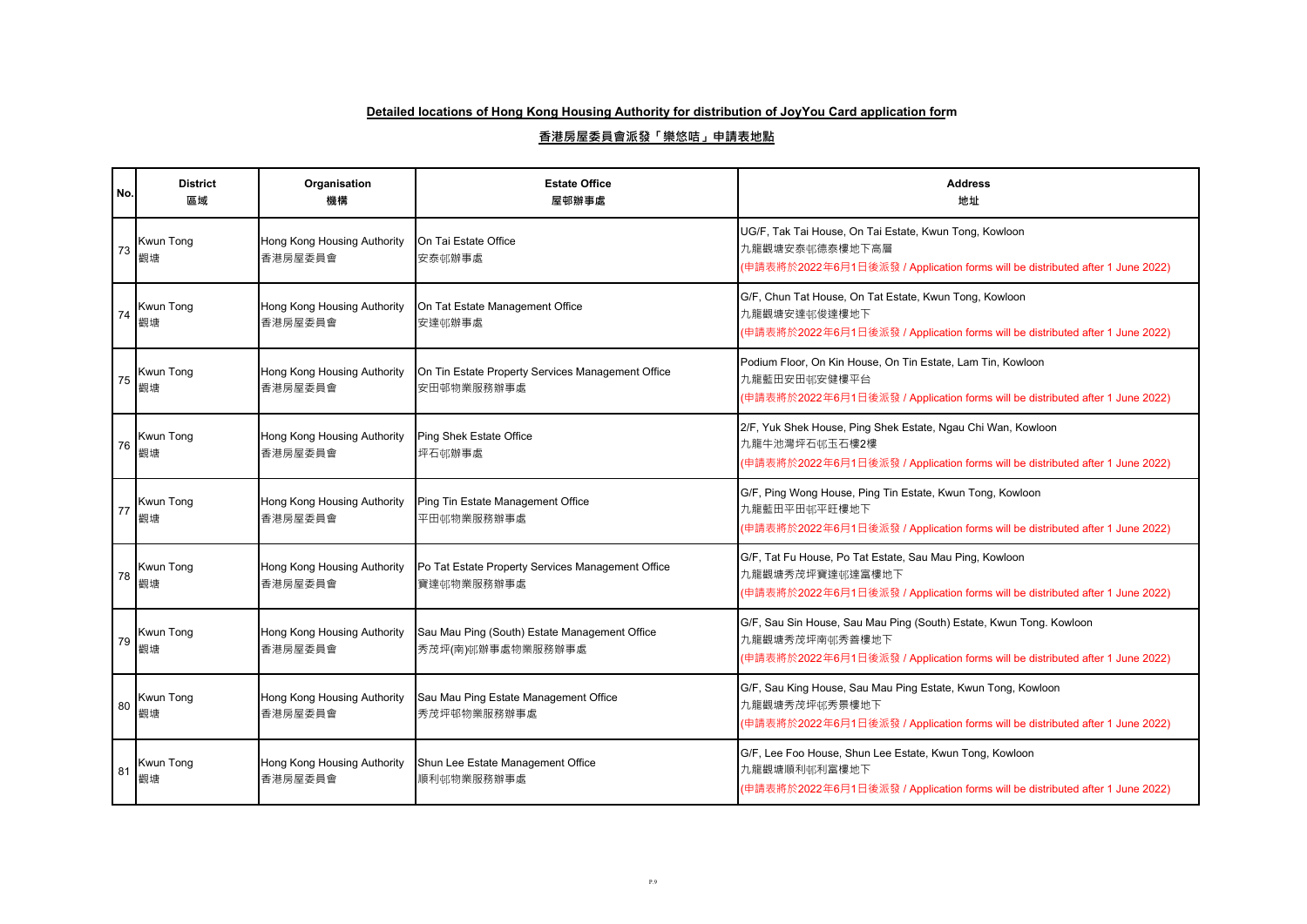**Detailed locations of Hong Kong Housing Authority for distribution of JoyYou Card application form**

**香港房屋委員會派發「樂悠咭」申請表地點**

| No. | District<br>區域 | Organisation<br>機構 | Estate Office<br>屋邨辦事處 | Address<br>地址 |
|---|---|---|---|---|
| 73 | Kwun Tong<br>觀塘 | Hong Kong Housing Authority<br>香港房屋委員會 | On Tai Estate Office<br>安泰邨辦事處 | UG/F, Tak Tai House, On Tai Estate, Kwun Tong, Kowloon<br>九龍觀塘安泰邨德泰樓地下高層<br>(申請表將於2022年6月1日後派發 / Application forms will be distributed after 1 June 2022) |
| 74 | Kwun Tong<br>觀塘 | Hong Kong Housing Authority<br>香港房屋委員會 | On Tat Estate Management Office<br>安達邨辦事處 | G/F, Chun Tat House, On Tat Estate, Kwun Tong, Kowloon<br>九龍觀塘安達邨俊達樓地下<br>(申請表將於2022年6月1日後派發 / Application forms will be distributed after 1 June 2022) |
| 75 | Kwun Tong<br>觀塘 | Hong Kong Housing Authority<br>香港房屋委員會 | On Tin Estate Property Services Management Office<br>安田邨物業服務辦事處 | Podium Floor, On Kin House, On Tin Estate, Lam Tin, Kowloon<br>九龍藍田安田邨安健樓平台<br>(申請表將於2022年6月1日後派發 / Application forms will be distributed after 1 June 2022) |
| 76 | Kwun Tong<br>觀塘 | Hong Kong Housing Authority<br>香港房屋委員會 | Ping Shek Estate Office<br>坪石邨辦事處 | 2/F, Yuk Shek House, Ping Shek Estate, Ngau Chi Wan, Kowloon<br>九龍牛池灣坪石邨玉石樓2樓<br>(申請表將於2022年6月1日後派發 / Application forms will be distributed after 1 June 2022) |
| 77 | Kwun Tong<br>觀塘 | Hong Kong Housing Authority<br>香港房屋委員會 | Ping Tin Estate Management Office<br>平田邨物業服務辦事處 | G/F, Ping Wong House, Ping Tin Estate, Kwun Tong, Kowloon<br>九龍藍田平田邨平旺樓地下<br>(申請表將於2022年6月1日後派發 / Application forms will be distributed after 1 June 2022) |
| 78 | Kwun Tong<br>觀塘 | Hong Kong Housing Authority<br>香港房屋委員會 | Po Tat Estate Property Services Management Office<br>寶達邨物業服務辦事處 | G/F, Tat Fu House, Po Tat Estate, Sau Mau Ping, Kowloon<br>九龍觀塘秀茂坪寶達邨達富樓地下<br>(申請表將於2022年6月1日後派發 / Application forms will be distributed after 1 June 2022) |
| 79 | Kwun Tong<br>觀塘 | Hong Kong Housing Authority<br>香港房屋委員會 | Sau Mau Ping (South) Estate Management Office<br>秀茂坪(南)邨辦事處物業服務辦事處 | G/F, Sau Sin House, Sau Mau Ping (South) Estate, Kwun Tong. Kowloon<br>九龍觀塘秀茂坪南邨秀善樓地下<br>(申請表將於2022年6月1日後派發 / Application forms will be distributed after 1 June 2022) |
| 80 | Kwun Tong<br>觀塘 | Hong Kong Housing Authority<br>香港房屋委員會 | Sau Mau Ping Estate Management Office<br>秀茂坪邨物業服務辦事處 | G/F, Sau King House, Sau Mau Ping Estate, Kwun Tong, Kowloon<br>九龍觀塘秀茂坪邨秀景樓地下<br>(申請表將於2022年6月1日後派發 / Application forms will be distributed after 1 June 2022) |
| 81 | Kwun Tong<br>觀塘 | Hong Kong Housing Authority<br>香港房屋委員會 | Shun Lee Estate Management Office<br>順利邨物業服務辦事處 | G/F, Lee Foo House, Shun Lee Estate, Kwun Tong, Kowloon<br>九龍觀塘順利邨利富樓地下<br>(申請表將於2022年6月1日後派發 / Application forms will be distributed after 1 June 2022) |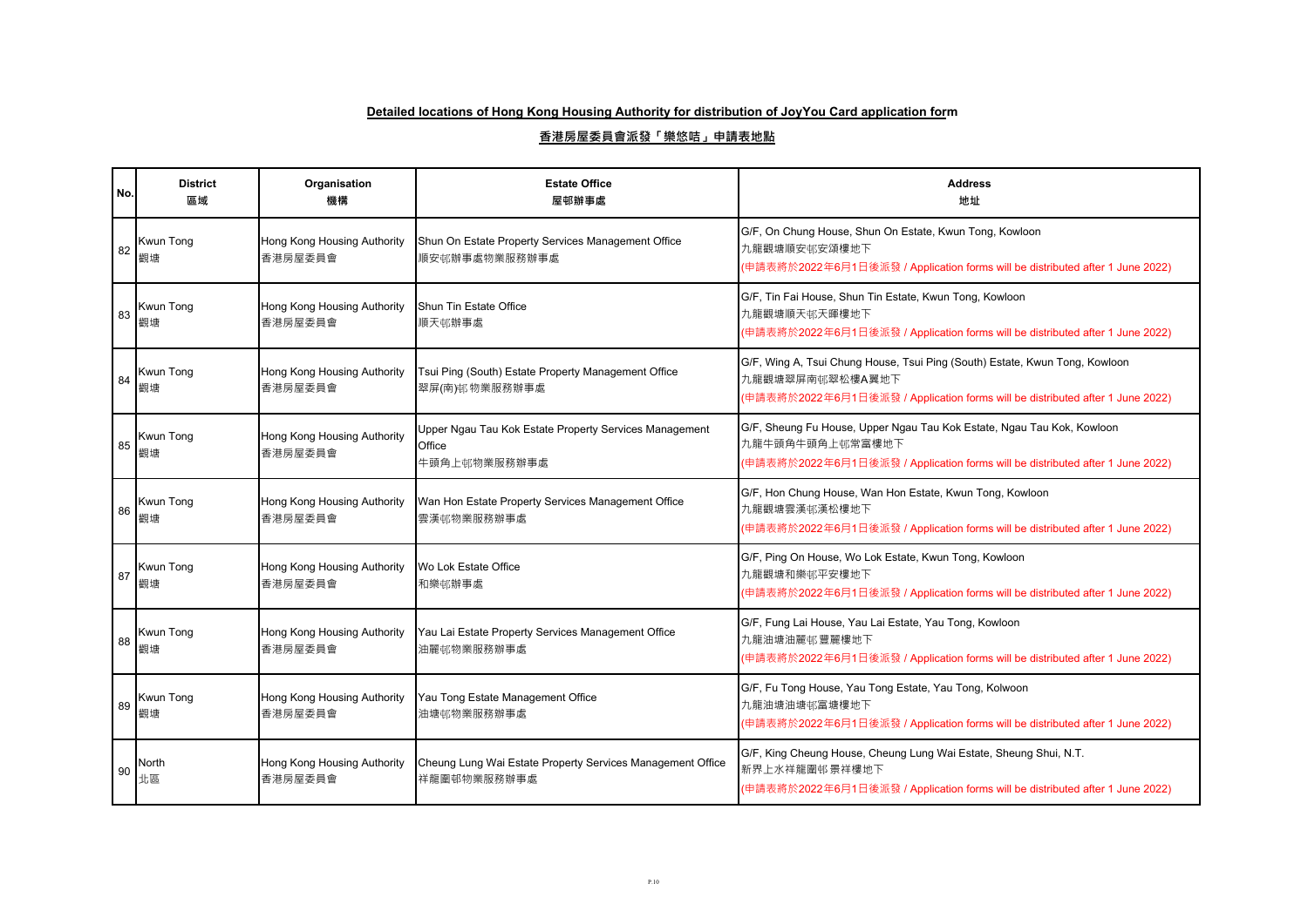**Detailed locations of Hong Kong Housing Authority for distribution of JoyYou Card application form**

**香港房屋委員會派發「樂悠咭」申請表地點**

| No. | District<br>區域 | Organisation<br>機構 | Estate Office<br>屋邨辦事處 | Address<br>地址 |
|---|---|---|---|---|
| 82 | Kwun Tong<br>觀塘 | Hong Kong Housing Authority<br>香港房屋委員會 | Shun On Estate Property Services Management Office<br>順安邨辦事處物業服務辦事處 | G/F, On Chung House, Shun On Estate, Kwun Tong, Kowloon<br>九龍觀塘順安邨安頌樓地下<br>(申請表將於2022年6月1日後派發 / Application forms will be distributed after 1 June 2022) |
| 83 | Kwun Tong<br>觀塘 | Hong Kong Housing Authority<br>香港房屋委員會 | Shun Tin Estate Office<br>順天邨辦事處 | G/F, Tin Fai House, Shun Tin Estate, Kwun Tong, Kowloon<br>九龍觀塘順天邨天暉樓地下<br>(申請表將於2022年6月1日後派發 / Application forms will be distributed after 1 June 2022) |
| 84 | Kwun Tong<br>觀塘 | Hong Kong Housing Authority<br>香港房屋委員會 | Tsui Ping (South) Estate Property Management Office<br>翠屏(南)邨物業服務辦事處 | G/F, Wing A, Tsui Chung House, Tsui Ping (South) Estate, Kwun Tong, Kowloon<br>九龍觀塘翠屏南邨翠松樓A翼地下<br>(申請表將於2022年6月1日後派發 / Application forms will be distributed after 1 June 2022) |
| 85 | Kwun Tong<br>觀塘 | Hong Kong Housing Authority<br>香港房屋委員會 | Upper Ngau Tau Kok Estate Property Services Management Office<br>牛頭角上邨物業服務辦事處 | G/F, Sheung Fu House, Upper Ngau Tau Kok Estate, Ngau Tau Kok, Kowloon<br>九龍牛頭角牛頭角上邨常富樓地下<br>(申請表將於2022年6月1日後派發 / Application forms will be distributed after 1 June 2022) |
| 86 | Kwun Tong<br>觀塘 | Hong Kong Housing Authority<br>香港房屋委員會 | Wan Hon Estate Property Services Management Office<br>雲漢邨物業服務辦事處 | G/F, Hon Chung House, Wan Hon Estate, Kwun Tong, Kowloon<br>九龍觀塘雲漢邨漢松樓地下<br>(申請表將於2022年6月1日後派發 / Application forms will be distributed after 1 June 2022) |
| 87 | Kwun Tong<br>觀塘 | Hong Kong Housing Authority<br>香港房屋委員會 | Wo Lok Estate Office<br>和樂邨辦事處 | G/F, Ping On House, Wo Lok Estate, Kwun Tong, Kowloon<br>九龍觀塘和樂邨平安樓地下<br>(申請表將於2022年6月1日後派發 / Application forms will be distributed after 1 June 2022) |
| 88 | Kwun Tong<br>觀塘 | Hong Kong Housing Authority<br>香港房屋委員會 | Yau Lai Estate Property Services Management Office<br>油麗邨物業服務辦事處 | G/F, Fung Lai House, Yau Lai Estate, Yau Tong, Kowloon<br>九龍油塘油麗邨豐麗樓地下<br>(申請表將於2022年6月1日後派發 / Application forms will be distributed after 1 June 2022) |
| 89 | Kwun Tong<br>觀塘 | Hong Kong Housing Authority<br>香港房屋委員會 | Yau Tong Estate Management Office<br>油塘邨物業服務辦事處 | G/F, Fu Tong House, Yau Tong Estate, Yau Tong, Kolwoon<br>九龍油塘油塘邨富塘樓地下<br>(申請表將於2022年6月1日後派發 / Application forms will be distributed after 1 June 2022) |
| 90 | North<br>北區 | Hong Kong Housing Authority<br>香港房屋委員會 | Cheung Lung Wai Estate Property Services Management Office<br>祥龍圍邨物業服務辦事處 | G/F, King Cheung House, Cheung Lung Wai Estate, Sheung Shui, N.T.<br>新界上水祥龍圍邨景祥樓地下<br>(申請表將於2022年6月1日後派發 / Application forms will be distributed after 1 June 2022) |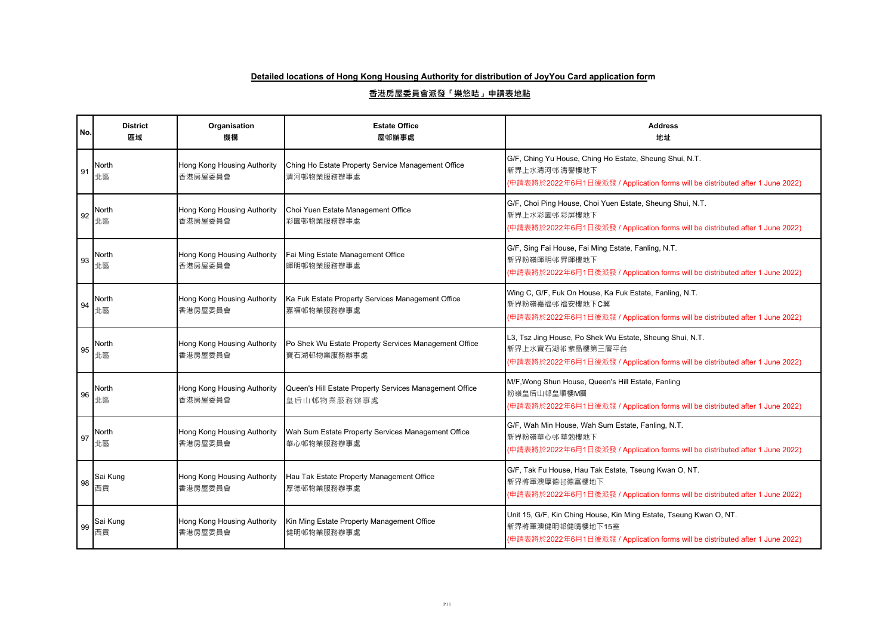**Detailed locations of Hong Kong Housing Authority for distribution of JoyYou Card application form**

**香港房屋委員會派發「樂悠咭」申請表地點**

| No. | District<br>區域 | Organisation<br>機構 | Estate Office<br>屋邨辦事處 | Address<br>地址 |
|---|---|---|---|---|
| 91 | North<br>北區 | Hong Kong Housing Authority<br>香港房屋委員會 | Ching Ho Estate Property Service Management Office<br>清河邨物業服務辦事處 | G/F, Ching Yu House, Ching Ho Estate, Sheung Shui, N.T.<br>新界上水清河邨清譽樓地下<br>(申請表將於2022年6月1日後派發 / Application forms will be distributed after 1 June 2022) |
| 92 | North<br>北區 | Hong Kong Housing Authority<br>香港房屋委員會 | Choi Yuen Estate Management Office<br>彩園邨物業服務辦事處 | G/F, Choi Ping House, Choi Yuen Estate, Sheung Shui, N.T.<br>新界上水彩園邨彩屏樓地下<br>(申請表將於2022年6月1日後派發 / Application forms will be distributed after 1 June 2022) |
| 93 | North<br>北區 | Hong Kong Housing Authority<br>香港房屋委員會 | Fai Ming Estate Management Office<br>暉明邨物業服務辦事處 | G/F, Sing Fai House, Fai Ming Estate, Fanling, N.T.<br>新界粉嶺暉明邨昇暉樓地下<br>(申請表將於2022年6月1日後派發 / Application forms will be distributed after 1 June 2022) |
| 94 | North<br>北區 | Hong Kong Housing Authority<br>香港房屋委員會 | Ka Fuk Estate Property Services Management Office<br>嘉福邨物業服務辦事處 | Wing C, G/F, Fuk On House, Ka Fuk Estate, Fanling, N.T.<br>新界粉嶺嘉福邨福安樓地下C翼<br>(申請表將於2022年6月1日後派發 / Application forms will be distributed after 1 June 2022) |
| 95 | North<br>北區 | Hong Kong Housing Authority<br>香港房屋委員會 | Po Shek Wu Estate Property Services Management Office<br>寶石湖邨物業服務辦事處 | L3, Tsz Jing House, Po Shek Wu Estate, Sheung Shui, N.T.<br>新界上水寶石湖邨紫晶樓第三層平台<br>(申請表將於2022年6月1日後派發 / Application forms will be distributed after 1 June 2022) |
| 96 | North<br>北區 | Hong Kong Housing Authority<br>香港房屋委員會 | Queen's Hill Estate Property Services Management Office<br>皇后山邨物業服務辦事處 | M/F,Wong Shun House, Queen's Hill Estate, Fanling<br>粉嶺皇后山邨皇順樓M層<br>(申請表將於2022年6月1日後派發 / Application forms will be distributed after 1 June 2022) |
| 97 | North<br>北區 | Hong Kong Housing Authority<br>香港房屋委員會 | Wah Sum Estate Property Services Management Office<br>華心邨物業服務辦事處 | G/F, Wah Min House, Wah Sum Estate, Fanling, N.T.<br>新界粉嶺華心邨華勉樓地下<br>(申請表將於2022年6月1日後派發 / Application forms will be distributed after 1 June 2022) |
| 98 | Sai Kung<br>西貢 | Hong Kong Housing Authority<br>香港房屋委員會 | Hau Tak Estate Property Management Office<br>厚德邨物業服務辦事處 | G/F, Tak Fu House, Hau Tak Estate, Tseung Kwan O, NT.<br>新界將軍澳厚德邨德富樓地下<br>(申請表將於2022年6月1日後派發 / Application forms will be distributed after 1 June 2022) |
| 99 | Sai Kung<br>西貢 | Hong Kong Housing Authority<br>香港房屋委員會 | Kin Ming Estate Property Management Office<br>健明邨物業服務辦事處 | Unit 15, G/F, Kin Ching House, Kin Ming Estate, Tseung Kwan O, NT.<br>新界將軍澳健明邨健晴樓地下15室<br>(申請表將於2022年6月1日後派發 / Application forms will be distributed after 1 June 2022) |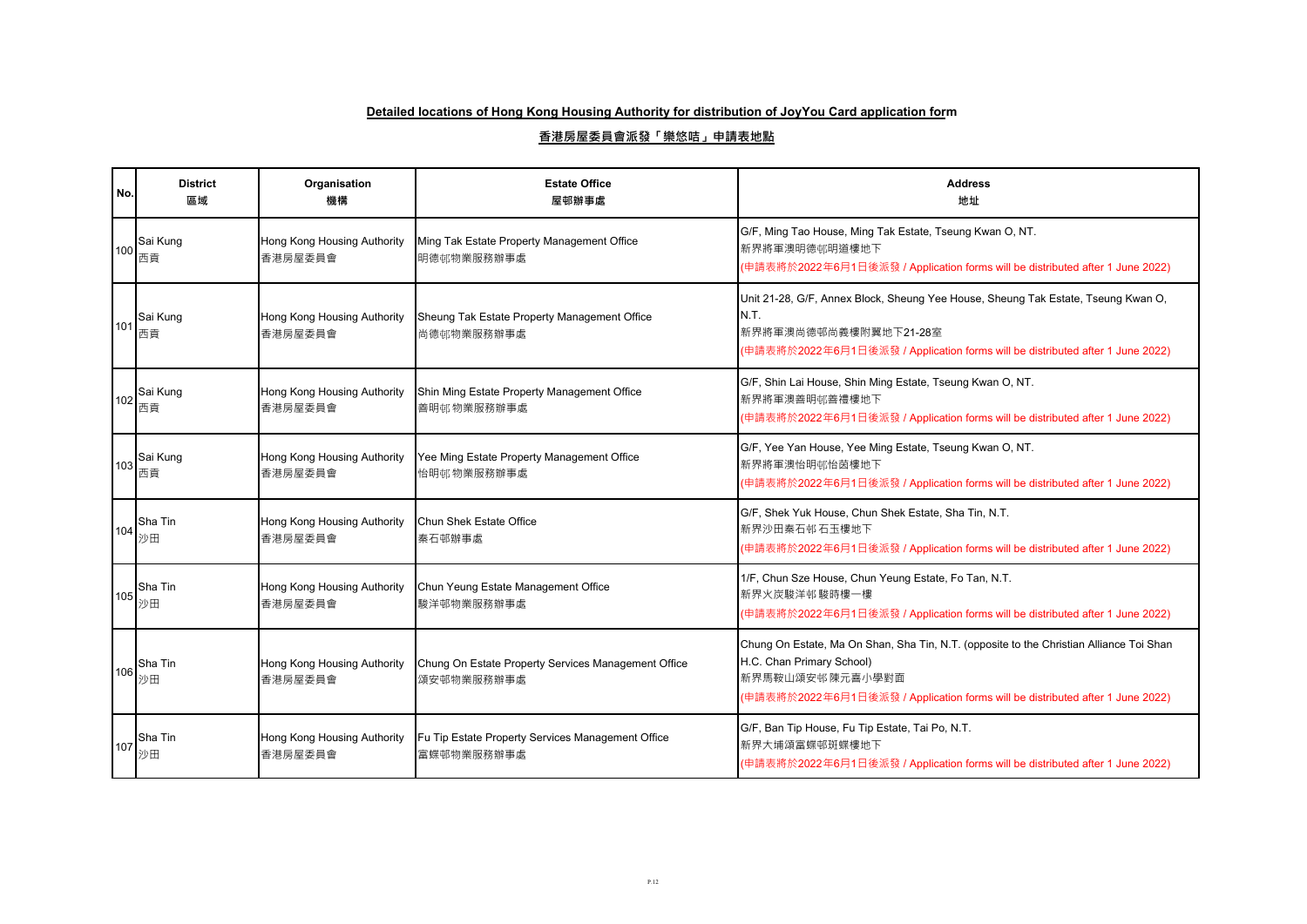**Detailed locations of Hong Kong Housing Authority for distribution of JoyYou Card application form**

**香港房屋委員會派發「樂悠咭」申請表地點**

| No. | District<br>區域 | Organisation<br>機構 | Estate Office<br>屋邨辦事處 | Address<br>地址 |
|---|---|---|---|---|
| 100 | Sai Kung<br>西貢 | Hong Kong Housing Authority<br>香港房屋委員會 | Ming Tak Estate Property Management Office<br>明德邨物業服務辦事處 | G/F, Ming Tao House, Ming Tak Estate, Tseung Kwan O, NT.<br>新界將軍澳明德邨明道樓地下<br>(申請表將於2022年6月1日後派發 / Application forms will be distributed after 1 June 2022) |
| 101 | Sai Kung<br>西貢 | Hong Kong Housing Authority<br>香港房屋委員會 | Sheung Tak Estate Property Management Office<br>尚德邨物業服務辦事處 | Unit 21-28, G/F, Annex Block, Sheung Yee House, Sheung Tak Estate, Tseung Kwan O, N.T.<br>新界將軍澳尚德邨尚義樓附翼地下21-28室<br>(申請表將於2022年6月1日後派發 / Application forms will be distributed after 1 June 2022) |
| 102 | Sai Kung<br>西貢 | Hong Kong Housing Authority<br>香港房屋委員會 | Shin Ming Estate Property Management Office<br>善明邨物業服務辦事處 | G/F, Shin Lai House, Shin Ming Estate, Tseung Kwan O, NT.<br>新界將軍澳善明邨善禮樓地下<br>(申請表將於2022年6月1日後派發 / Application forms will be distributed after 1 June 2022) |
| 103 | Sai Kung<br>西貢 | Hong Kong Housing Authority<br>香港房屋委員會 | Yee Ming Estate Property Management Office<br>怡明邨物業服務辦事處 | G/F, Yee Yan House, Yee Ming Estate, Tseung Kwan O, NT.<br>新界將軍澳怡明邨怡茵樓地下<br>(申請表將於2022年6月1日後派發 / Application forms will be distributed after 1 June 2022) |
| 104 | Sha Tin<br>沙田 | Hong Kong Housing Authority<br>香港房屋委員會 | Chun Shek Estate Office<br>秦石邨辦事處 | G/F, Shek Yuk House, Chun Shek Estate, Sha Tin, N.T.<br>新界沙田秦石邨石玉樓地下<br>(申請表將於2022年6月1日後派發 / Application forms will be distributed after 1 June 2022) |
| 105 | Sha Tin<br>沙田 | Hong Kong Housing Authority<br>香港房屋委員會 | Chun Yeung Estate Management Office<br>駿洋邨物業服務辦事處 | 1/F, Chun Sze House, Chun Yeung Estate, Fo Tan, N.T.<br>新界火炭駿洋邨駿時樓一樓<br>(申請表將於2022年6月1日後派發 / Application forms will be distributed after 1 June 2022) |
| 106 | Sha Tin<br>沙田 | Hong Kong Housing Authority<br>香港房屋委員會 | Chung On Estate Property Services Management Office<br>頌安邨物業服務辦事處 | Chung On Estate, Ma On Shan, Sha Tin, N.T. (opposite to the Christian Alliance Toi Shan H.C. Chan Primary School)<br>新界馬鞍山頌安邨陳元喜小學對面<br>(申請表將於2022年6月1日後派發 / Application forms will be distributed after 1 June 2022) |
| 107 | Sha Tin<br>沙田 | Hong Kong Housing Authority<br>香港房屋委員會 | Fu Tip Estate Property Services Management Office<br>富蝶邨物業服務辦事處 | G/F, Ban Tip House, Fu Tip Estate, Tai Po, N.T.<br>新界大埔頌富蝶邨斑蝶樓地下<br>(申請表將於2022年6月1日後派發 / Application forms will be distributed after 1 June 2022) |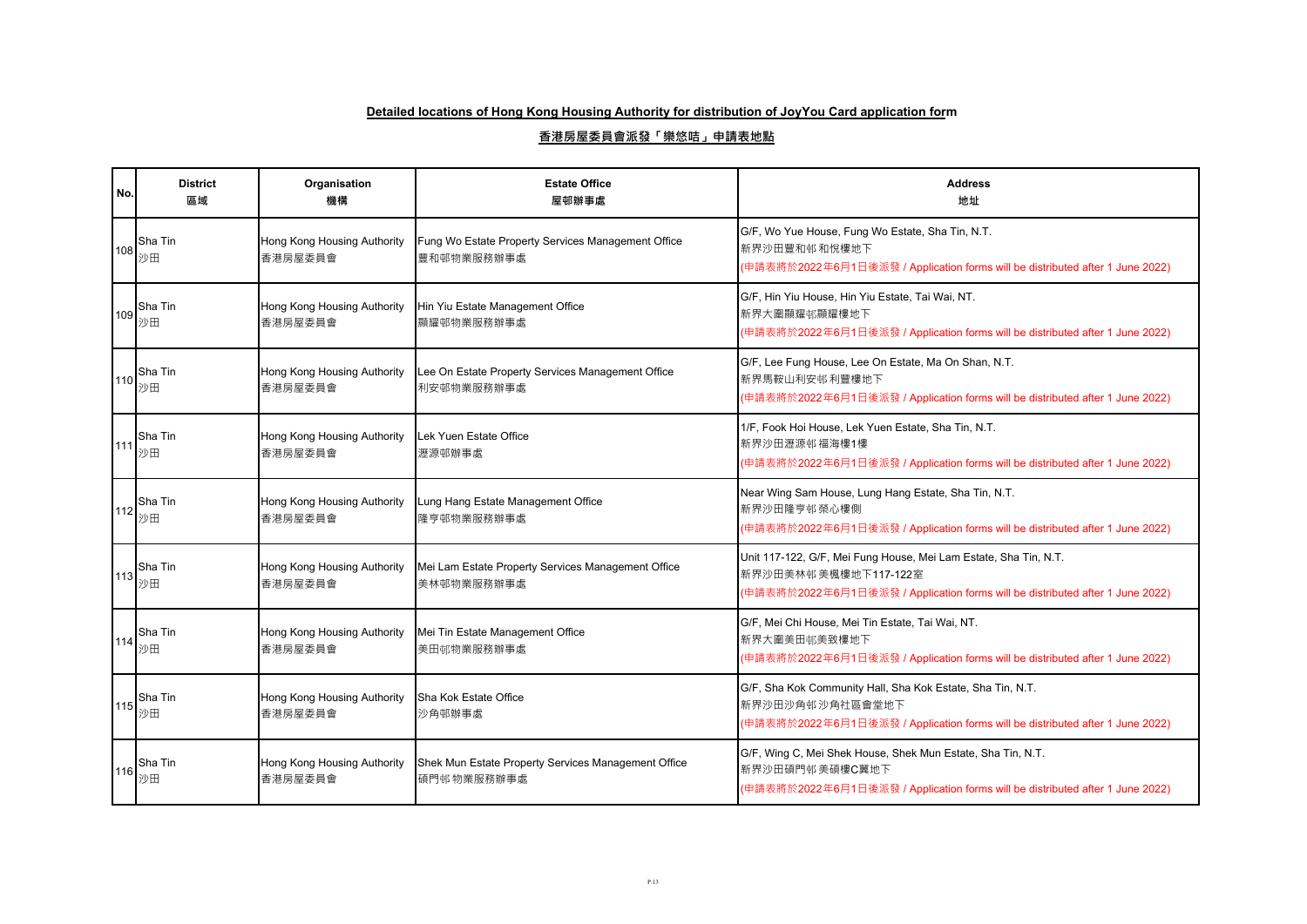**Detailed locations of Hong Kong Housing Authority for distribution of JoyYou Card application form**

**香港房屋委員會派發「樂悠咭」申請表地點**

| No. | District<br>區域 | Organisation<br>機構 | Estate Office<br>屋邨辦事處 | Address<br>地址 |
| --- | --- | --- | --- | --- |
| 108 | Sha Tin<br>沙田 | Hong Kong Housing Authority<br>香港房屋委員會 | Fung Wo Estate Property Services Management Office<br>豐和邨物業服務辦事處 | G/F, Wo Yue House, Fung Wo Estate, Sha Tin, N.T.<br>新界沙田豐和邨和悅樓地下<br>(申請表將於2022年6月1日後派發 / Application forms will be distributed after 1 June 2022) |
| 109 | Sha Tin<br>沙田 | Hong Kong Housing Authority<br>香港房屋委員會 | Hin Yiu Estate Management Office<br>顯耀邨物業服務辦事處 | G/F, Hin Yiu House, Hin Yiu Estate, Tai Wai, NT.<br>新界大圍顯耀邨顯耀樓地下<br>(申請表將於2022年6月1日後派發 / Application forms will be distributed after 1 June 2022) |
| 110 | Sha Tin<br>沙田 | Hong Kong Housing Authority<br>香港房屋委員會 | Lee On Estate Property Services Management Office<br>利安邨物業服務辦事處 | G/F, Lee Fung House, Lee On Estate, Ma On Shan, N.T.<br>新界馬鞍山利安邨 利豐樓地下<br>(申請表將於2022年6月1日後派發 / Application forms will be distributed after 1 June 2022) |
| 111 | Sha Tin<br>沙田 | Hong Kong Housing Authority<br>香港房屋委員會 | Lek Yuen Estate Office<br>瀝源邨辦事處 | 1/F, Fook Hoi House, Lek Yuen Estate, Sha Tin, N.T.<br>新界沙田瀝源邨 福海樓1樓<br>(申請表將於2022年6月1日後派發 / Application forms will be distributed after 1 June 2022) |
| 112 | Sha Tin<br>沙田 | Hong Kong Housing Authority<br>香港房屋委員會 | Lung Hang Estate Management Office<br>隆亨邨物業服務辦事處 | Near Wing Sam House, Lung Hang Estate, Sha Tin, N.T.<br>新界沙田隆亨邨 榮心樓側<br>(申請表將於2022年6月1日後派發 / Application forms will be distributed after 1 June 2022) |
| 113 | Sha Tin<br>沙田 | Hong Kong Housing Authority<br>香港房屋委員會 | Mei Lam Estate Property Services Management Office<br>美林邨物業服務辦事處 | Unit 117-122, G/F, Mei Fung House, Mei Lam Estate, Sha Tin, N.T.<br>新界沙田美林邨 美楓樓地下117-122室<br>(申請表將於2022年6月1日後派發 / Application forms will be distributed after 1 June 2022) |
| 114 | Sha Tin<br>沙田 | Hong Kong Housing Authority<br>香港房屋委員會 | Mei Tin Estate Management Office<br>美田邨物業服務辦事處 | G/F, Mei Chi House, Mei Tin Estate, Tai Wai, NT.<br>新界大圍美田邨美致樓地下<br>(申請表將於2022年6月1日後派發 / Application forms will be distributed after 1 June 2022) |
| 115 | Sha Tin<br>沙田 | Hong Kong Housing Authority<br>香港房屋委員會 | Sha Kok Estate Office<br>沙角邨辦事處 | G/F, Sha Kok Community Hall, Sha Kok Estate, Sha Tin, N.T.<br>新界沙田沙角邨 沙角社區會堂地下<br>(申請表將於2022年6月1日後派發 / Application forms will be distributed after 1 June 2022) |
| 116 | Sha Tin<br>沙田 | Hong Kong Housing Authority<br>香港房屋委員會 | Shek Mun Estate Property Services Management Office<br>碩門邨 物業服務辦事處 | G/F, Wing C, Mei Shek House, Shek Mun Estate, Sha Tin, N.T.<br>新界沙田碩門邨 美碩樓C翼地下<br>(申請表將於2022年6月1日後派發 / Application forms will be distributed after 1 June 2022) |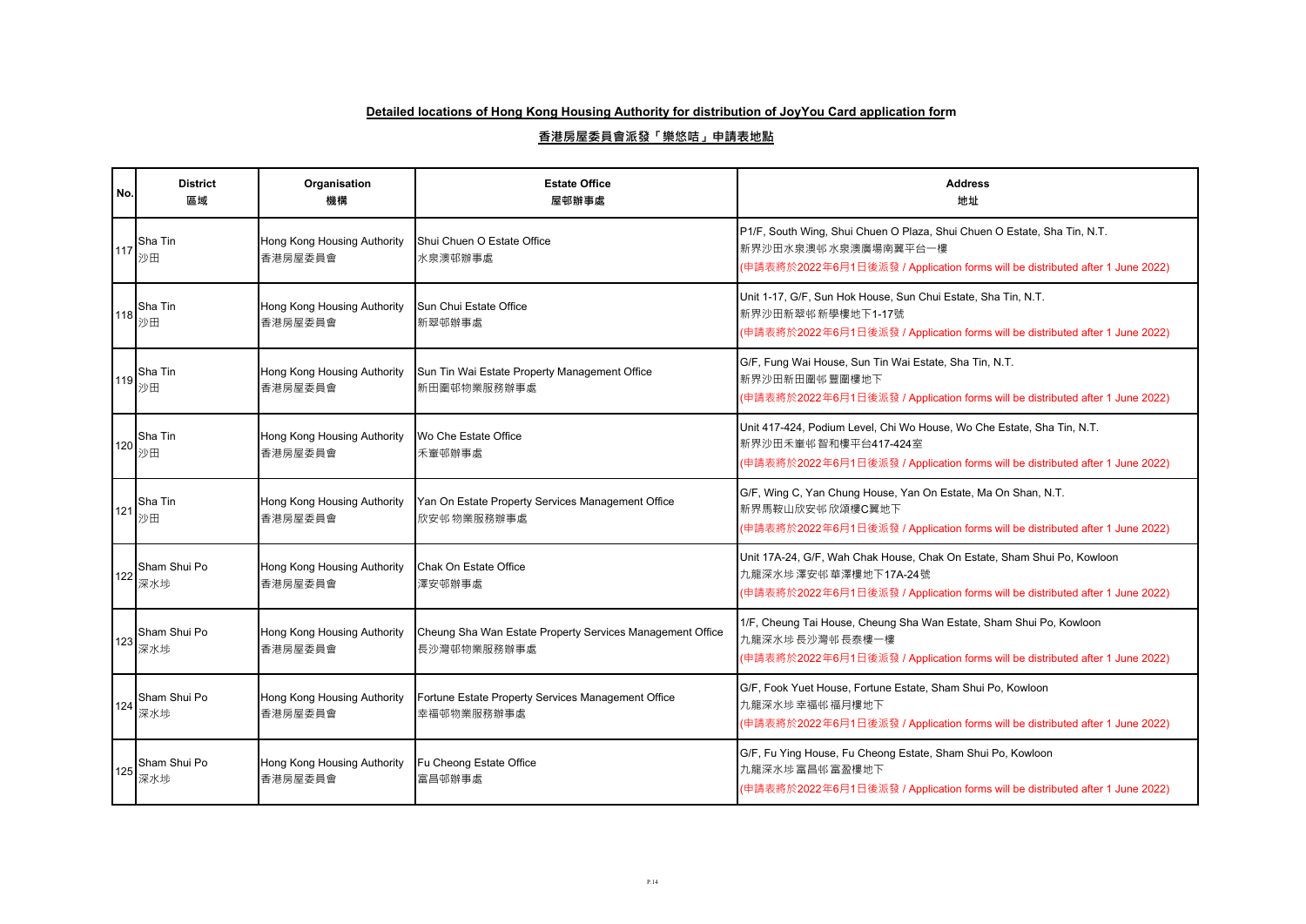**Detailed locations of Hong Kong Housing Authority for distribution of JoyYou Card application form**

**香港房屋委員會派發「樂悠咭」申請表地點**

| No. | District 區域 | Organisation 機構 | Estate Office 屋邨辦事處 | Address 地址 |
|---|---|---|---|---|
| 117 | Sha Tin 沙田 | Hong Kong Housing Authority 香港房屋委員會 | Shui Chuen O Estate Office 水泉澳邨辦事處 | P1/F, South Wing, Shui Chuen O Plaza, Shui Chuen O Estate, Sha Tin, N.T. 新界沙田水泉澳邨 水泉澳廣場南翼平台一樓 (申請表將於2022年6月1日後派發 / Application forms will be distributed after 1 June 2022) |
| 118 | Sha Tin 沙田 | Hong Kong Housing Authority 香港房屋委員會 | Sun Chui Estate Office 新翠邨辦事處 | Unit 1-17, G/F, Sun Hok House, Sun Chui Estate, Sha Tin, N.T. 新界沙田新翠邨 新學樓地下1-17號 (申請表將於2022年6月1日後派發 / Application forms will be distributed after 1 June 2022) |
| 119 | Sha Tin 沙田 | Hong Kong Housing Authority 香港房屋委員會 | Sun Tin Wai Estate Property Management Office 新田圍邨物業服務辦事處 | G/F, Fung Wai House, Sun Tin Wai Estate, Sha Tin, N.T. 新界沙田新田圍邨 豐圍樓地下 (申請表將於2022年6月1日後派發 / Application forms will be distributed after 1 June 2022) |
| 120 | Sha Tin 沙田 | Hong Kong Housing Authority 香港房屋委員會 | Wo Che Estate Office 禾輋邨辦事處 | Unit 417-424, Podium Level, Chi Wo House, Wo Che Estate, Sha Tin, N.T. 新界沙田禾輋邨 智和樓平台417-424室 (申請表將於2022年6月1日後派發 / Application forms will be distributed after 1 June 2022) |
| 121 | Sha Tin 沙田 | Hong Kong Housing Authority 香港房屋委員會 | Yan On Estate Property Services Management Office 欣安邨 物業服務辦事處 | G/F, Wing C, Yan Chung House, Yan On Estate, Ma On Shan, N.T. 新界馬鞍山欣安邨 欣頌樓C翼地下 (申請表將於2022年6月1日後派發 / Application forms will be distributed after 1 June 2022) |
| 122 | Sham Shui Po 深水埗 | Hong Kong Housing Authority 香港房屋委員會 | Chak On Estate Office 澤安邨辦事處 | Unit 17A-24, G/F, Wah Chak House, Chak On Estate, Sham Shui Po, Kowloon 九龍深水埗 澤安邨 華澤樓地下17A-24號 (申請表將於2022年6月1日後派發 / Application forms will be distributed after 1 June 2022) |
| 123 | Sham Shui Po 深水埗 | Hong Kong Housing Authority 香港房屋委員會 | Cheung Sha Wan Estate Property Services Management Office 長沙灣邨物業服務辦事處 | 1/F, Cheung Tai House, Cheung Sha Wan Estate, Sham Shui Po, Kowloon 九龍深水埗 長沙灣邨 長泰樓一樓 (申請表將於2022年6月1日後派發 / Application forms will be distributed after 1 June 2022) |
| 124 | Sham Shui Po 深水埗 | Hong Kong Housing Authority 香港房屋委員會 | Fortune Estate Property Services Management Office 幸福邨物業服務辦事處 | G/F, Fook Yuet House, Fortune Estate, Sham Shui Po, Kowloon 九龍深水埗 幸福邨 福月樓地下 (申請表將於2022年6月1日後派發 / Application forms will be distributed after 1 June 2022) |
| 125 | Sham Shui Po 深水埗 | Hong Kong Housing Authority 香港房屋委員會 | Fu Cheong Estate Office 富昌邨辦事處 | G/F, Fu Ying House, Fu Cheong Estate, Sham Shui Po, Kowloon 九龍深水埗 富昌邨 富盈樓地下 (申請表將於2022年6月1日後派發 / Application forms will be distributed after 1 June 2022) |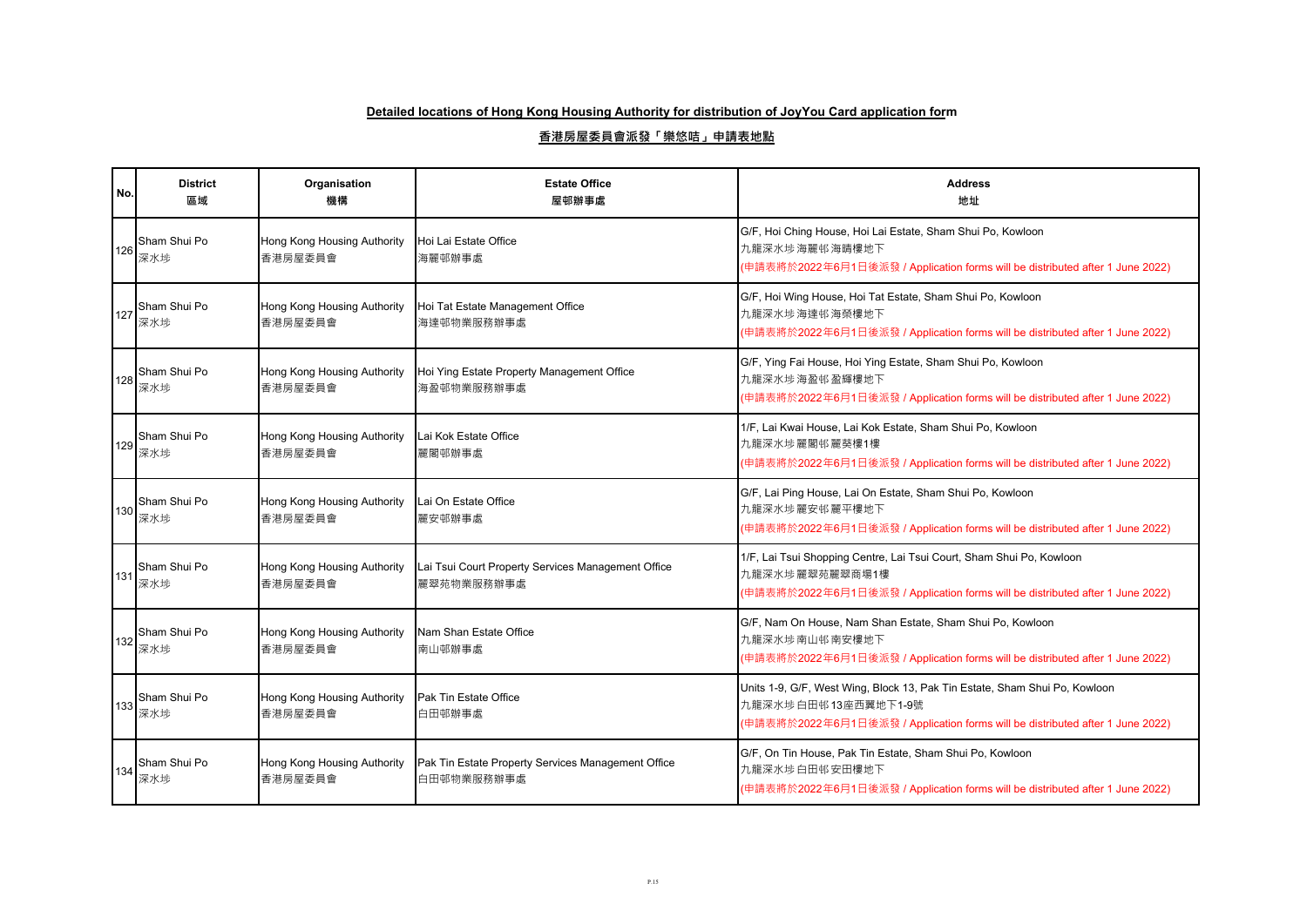**Detailed locations of Hong Kong Housing Authority for distribution of JoyYou Card application form**

**香港房屋委員會派發「樂悠咭」申請表地點**

| No. | District 區域 | Organisation 機構 | Estate Office 屋邨辦事處 | Address 地址 |
|---|---|---|---|---|
| 126 | Sham Shui Po 深水埗 | Hong Kong Housing Authority 香港房屋委員會 | Hoi Lai Estate Office 海麗邨辦事處 | G/F, Hoi Ching House, Hoi Lai Estate, Sham Shui Po, Kowloon 九龍深水埗海麗邨海晴樓地下 (申請表將於2022年6月1日後派發 / Application forms will be distributed after 1 June 2022) |
| 127 | Sham Shui Po 深水埗 | Hong Kong Housing Authority 香港房屋委員會 | Hoi Tat Estate Management Office 海達邨物業服務辦事處 | G/F, Hoi Wing House, Hoi Tat Estate, Sham Shui Po, Kowloon 九龍深水埗海達邨海榮樓地下 (申請表將於2022年6月1日後派發 / Application forms will be distributed after 1 June 2022) |
| 128 | Sham Shui Po 深水埗 | Hong Kong Housing Authority 香港房屋委員會 | Hoi Ying Estate Property Management Office 海盈邨物業服務辦事處 | G/F, Ying Fai House, Hoi Ying Estate, Sham Shui Po, Kowloon 九龍深水埗海盈邨盈輝樓地下 (申請表將於2022年6月1日後派發 / Application forms will be distributed after 1 June 2022) |
| 129 | Sham Shui Po 深水埗 | Hong Kong Housing Authority 香港房屋委員會 | Lai Kok Estate Office 麗閣邨辦事處 | 1/F, Lai Kwai House, Lai Kok Estate, Sham Shui Po, Kowloon 九龍深水埗麗閣邨麗葵樓1樓 (申請表將於2022年6月1日後派發 / Application forms will be distributed after 1 June 2022) |
| 130 | Sham Shui Po 深水埗 | Hong Kong Housing Authority 香港房屋委員會 | Lai On Estate Office 麗安邨辦事處 | G/F, Lai Ping House, Lai On Estate, Sham Shui Po, Kowloon 九龍深水埗麗安邨麗平樓地下 (申請表將於2022年6月1日後派發 / Application forms will be distributed after 1 June 2022) |
| 131 | Sham Shui Po 深水埗 | Hong Kong Housing Authority 香港房屋委員會 | Lai Tsui Court Property Services Management Office 麗翠苑物業服務辦事處 | 1/F, Lai Tsui Shopping Centre, Lai Tsui Court, Sham Shui Po, Kowloon 九龍深水埗麗翠苑麗翠商場1樓 (申請表將於2022年6月1日後派發 / Application forms will be distributed after 1 June 2022) |
| 132 | Sham Shui Po 深水埗 | Hong Kong Housing Authority 香港房屋委員會 | Nam Shan Estate Office 南山邨辦事處 | G/F, Nam On House, Nam Shan Estate, Sham Shui Po, Kowloon 九龍深水埗南山邨南安樓地下 (申請表將於2022年6月1日後派發 / Application forms will be distributed after 1 June 2022) |
| 133 | Sham Shui Po 深水埗 | Hong Kong Housing Authority 香港房屋委員會 | Pak Tin Estate Office 白田邨辦事處 | Units 1-9, G/F, West Wing, Block 13, Pak Tin Estate, Sham Shui Po, Kowloon 九龍深水埗白田邨13座西翼地下1-9號 (申請表將於2022年6月1日後派發 / Application forms will be distributed after 1 June 2022) |
| 134 | Sham Shui Po 深水埗 | Hong Kong Housing Authority 香港房屋委員會 | Pak Tin Estate Property Services Management Office 白田邨物業服務辦事處 | G/F, On Tin House, Pak Tin Estate, Sham Shui Po, Kowloon 九龍深水埗白田邨安田樓地下 (申請表將於2022年6月1日後派發 / Application forms will be distributed after 1 June 2022) |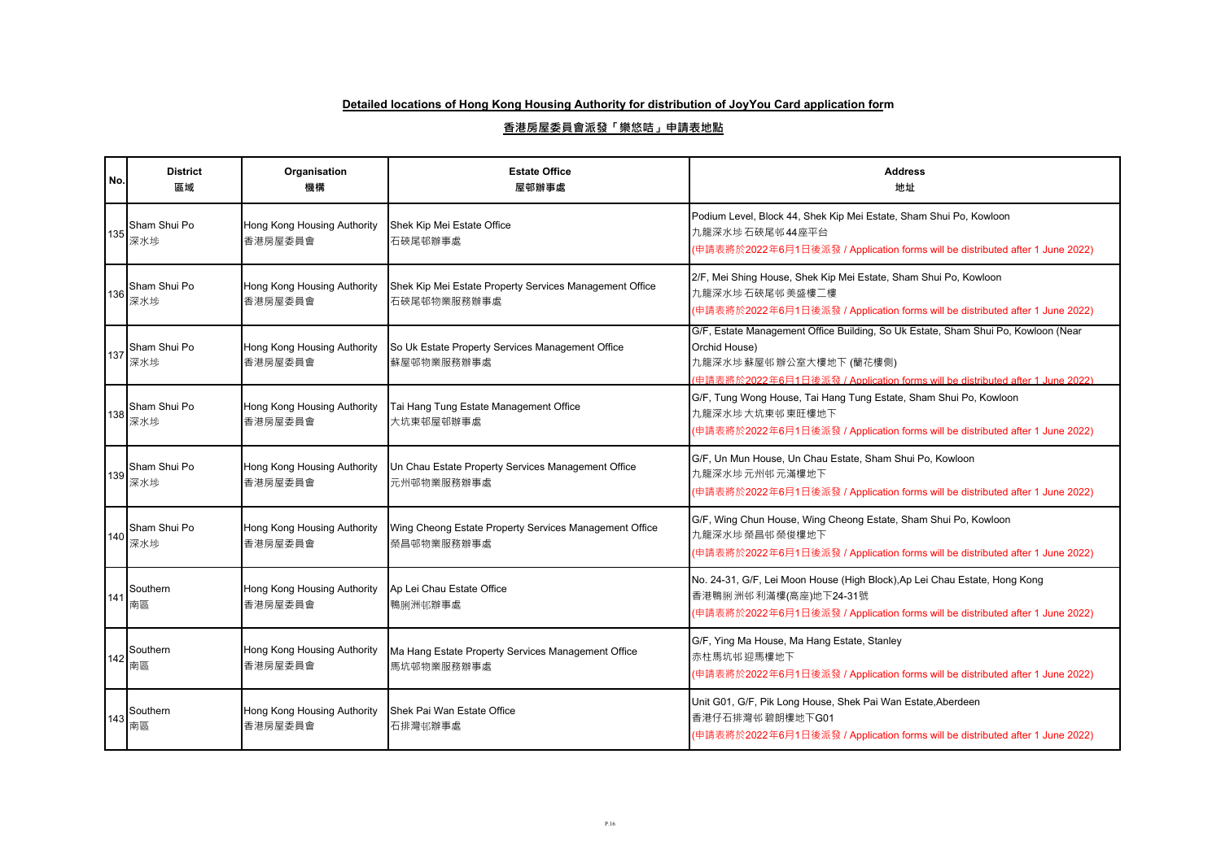**Detailed locations of Hong Kong Housing Authority for distribution of JoyYou Card application form**

**香港房屋委員會派發「樂悠咭」申請表地點**

| No. | District 區域 | Organisation 機構 | Estate Office 屋邨辦事處 | Address 地址 |
|---|---|---|---|---|
| 135 | Sham Shui Po 深水埗 | Hong Kong Housing Authority 香港房屋委員會 | Shek Kip Mei Estate Office 石硤尾邨辦事處 | Podium Level, Block 44, Shek Kip Mei Estate, Sham Shui Po, Kowloon 九龍深水埗石硤尾邨44座平台 (申請表將於2022年6月1日後派發 / Application forms will be distributed after 1 June 2022) |
| 136 | Sham Shui Po 深水埗 | Hong Kong Housing Authority 香港房屋委員會 | Shek Kip Mei Estate Property Services Management Office 石硤尾邨物業服務辦事處 | 2/F, Mei Shing House, Shek Kip Mei Estate, Sham Shui Po, Kowloon 九龍深水埗石硤尾邨美盛樓二樓 (申請表將於2022年6月1日後派發 / Application forms will be distributed after 1 June 2022) |
| 137 | Sham Shui Po 深水埗 | Hong Kong Housing Authority 香港房屋委員會 | So Uk Estate Property Services Management Office 蘇屋邨物業服務辦事處 | G/F, Estate Management Office Building, So Uk Estate, Sham Shui Po, Kowloon (Near Orchid House) 九龍深水埗蘇屋邨辦公室大樓地下 (蘭花樓側) (申請表將於2022年6月1日後派發 / Application forms will be distributed after 1 June 2022) |
| 138 | Sham Shui Po 深水埗 | Hong Kong Housing Authority 香港房屋委員會 | Tai Hang Tung Estate Management Office 大坑東邨屋邨辦事處 | G/F, Tung Wong House, Tai Hang Tung Estate, Sham Shui Po, Kowloon 九龍深水埗大坑東邨東旺樓地下 (申請表將於2022年6月1日後派發 / Application forms will be distributed after 1 June 2022) |
| 139 | Sham Shui Po 深水埗 | Hong Kong Housing Authority 香港房屋委員會 | Un Chau Estate Property Services Management Office 元州邨物業服務辦事處 | G/F, Un Mun House, Un Chau Estate, Sham Shui Po, Kowloon 九龍深水埗元州邨元滿樓地下 (申請表將於2022年6月1日後派發 / Application forms will be distributed after 1 June 2022) |
| 140 | Sham Shui Po 深水埗 | Hong Kong Housing Authority 香港房屋委員會 | Wing Cheong Estate Property Services Management Office 榮昌邨物業服務辦事處 | G/F, Wing Chun House, Wing Cheong Estate, Sham Shui Po, Kowloon 九龍深水埗榮昌邨榮俊樓地下 (申請表將於2022年6月1日後派發 / Application forms will be distributed after 1 June 2022) |
| 141 | Southern 南區 | Hong Kong Housing Authority 香港房屋委員會 | Ap Lei Chau Estate Office 鴨脷洲邨辦事處 | No. 24-31, G/F, Lei Moon House (High Block),Ap Lei Chau Estate, Hong Kong 香港鴨脷洲邨利滿樓(高座)地下24-31號 (申請表將於2022年6月1日後派發 / Application forms will be distributed after 1 June 2022) |
| 142 | Southern 南區 | Hong Kong Housing Authority 香港房屋委員會 | Ma Hang Estate Property Services Management Office 馬坑邨物業服務辦事處 | G/F, Ying Ma House, Ma Hang Estate, Stanley 赤柱馬坑邨迎馬樓地下 (申請表將於2022年6月1日後派發 / Application forms will be distributed after 1 June 2022) |
| 143 | Southern 南區 | Hong Kong Housing Authority 香港房屋委員會 | Shek Pai Wan Estate Office 石排灣邨辦事處 | Unit G01, G/F, Pik Long House, Shek Pai Wan Estate,Aberdeen 香港仔石排灣邨碧朗樓地下G01 (申請表將於2022年6月1日後派發 / Application forms will be distributed after 1 June 2022) |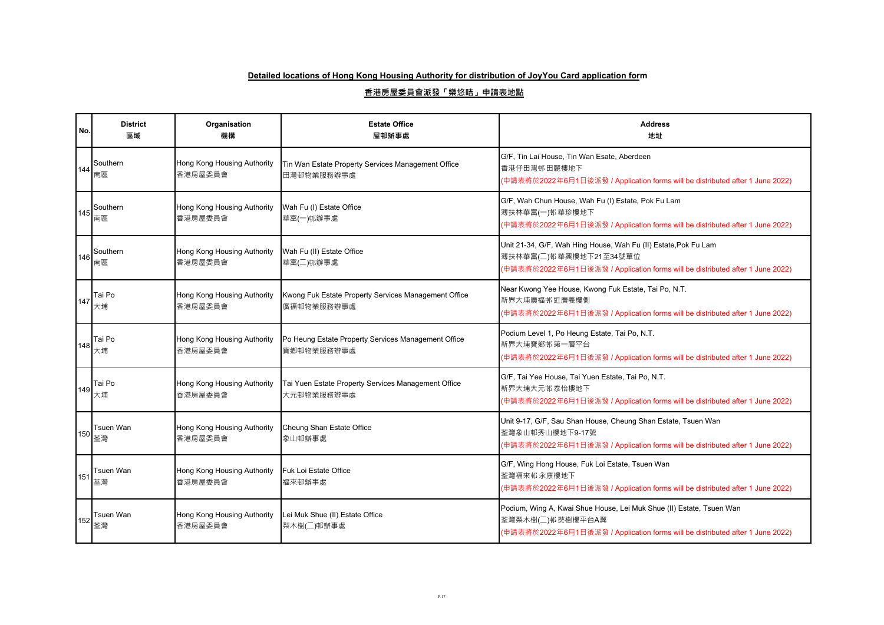**Detailed locations of Hong Kong Housing Authority for distribution of JoyYou Card application form**

**香港房屋委員會派發「樂悠咭」申請表地點**

| No. | District<br>區域 | Organisation<br>機構 | Estate Office<br>屋邨辦事處 | Address<br>地址 |
|---|---|---|---|---|
| 144 | Southern<br>南區 | Hong Kong Housing Authority<br>香港房屋委員會 | Tin Wan Estate Property Services Management Office<br>田灣邨物業服務辦事處 | G/F, Tin Lai House, Tin Wan Esate, Aberdeen<br>香港仔田灣邨田麗樓地下<br>(申請表將於2022年6月1日後派發 / Application forms will be distributed after 1 June 2022) |
| 145 | Southern<br>南區 | Hong Kong Housing Authority<br>香港房屋委員會 | Wah Fu (I) Estate Office<br>華富(一)邨辦事處 | G/F, Wah Chun House, Wah Fu (I) Estate, Pok Fu Lam<br>薄扶林華富(一)邨 華珍樓地下<br>(申請表將於2022年6月1日後派發 / Application forms will be distributed after 1 June 2022) |
| 146 | Southern<br>南區 | Hong Kong Housing Authority<br>香港房屋委員會 | Wah Fu (II) Estate Office<br>華富(二)邨辦事處 | Unit 21-34, G/F, Wah Hing House, Wah Fu (II) Estate,Pok Fu Lam<br>薄扶林華富(二)邨 華興樓地下21至34號單位<br>(申請表將於2022年6月1日後派發 / Application forms will be distributed after 1 June 2022) |
| 147 | Tai Po<br>大埔 | Hong Kong Housing Authority<br>香港房屋委員會 | Kwong Fuk Estate Property Services Management Office<br>廣福邨物業服務辦事處 | Near Kwong Yee House, Kwong Fuk Estate, Tai Po, N.T.<br>新界大埔廣福邨 近廣義樓側<br>(申請表將於2022年6月1日後派發 / Application forms will be distributed after 1 June 2022) |
| 148 | Tai Po<br>大埔 | Hong Kong Housing Authority<br>香港房屋委員會 | Po Heung Estate Property Services Management Office<br>寶鄉邨物業服務辦事處 | Podium Level 1, Po Heung Estate, Tai Po, N.T.<br>新界大埔寶鄉邨 第一層平台<br>(申請表將於2022年6月1日後派發 / Application forms will be distributed after 1 June 2022) |
| 149 | Tai Po<br>大埔 | Hong Kong Housing Authority<br>香港房屋委員會 | Tai Yuen Estate Property Services Management Office<br>大元邨物業服務辦事處 | G/F, Tai Yee House, Tai Yuen Estate, Tai Po, N.T.<br>新界大埔大元邨 泰怡樓地下<br>(申請表將於2022年6月1日後派發 / Application forms will be distributed after 1 June 2022) |
| 150 | Tsuen Wan<br>荃灣 | Hong Kong Housing Authority<br>香港房屋委員會 | Cheung Shan Estate Office<br>象山邨辦事處 | Unit 9-17, G/F, Sau Shan House, Cheung Shan Estate, Tsuen Wan<br>荃灣象山邨秀山樓地下9-17號<br>(申請表將於2022年6月1日後派發 / Application forms will be distributed after 1 June 2022) |
| 151 | Tsuen Wan<br>荃灣 | Hong Kong Housing Authority<br>香港房屋委員會 | Fuk Loi Estate Office<br>福來邨辦事處 | G/F, Wing Hong House, Fuk Loi Estate, Tsuen Wan<br>荃灣福來邨 永康樓地下<br>(申請表將於2022年6月1日後派發 / Application forms will be distributed after 1 June 2022) |
| 152 | Tsuen Wan<br>荃灣 | Hong Kong Housing Authority<br>香港房屋委員會 | Lei Muk Shue (II) Estate Office<br>梨木樹(二)邨辦事處 | Podium, Wing A, Kwai Shue House, Lei Muk Shue (II) Estate, Tsuen Wan<br>荃灣梨木樹(二)邨 葵樹樓平台A翼<br>(申請表將於2022年6月1日後派發 / Application forms will be distributed after 1 June 2022) |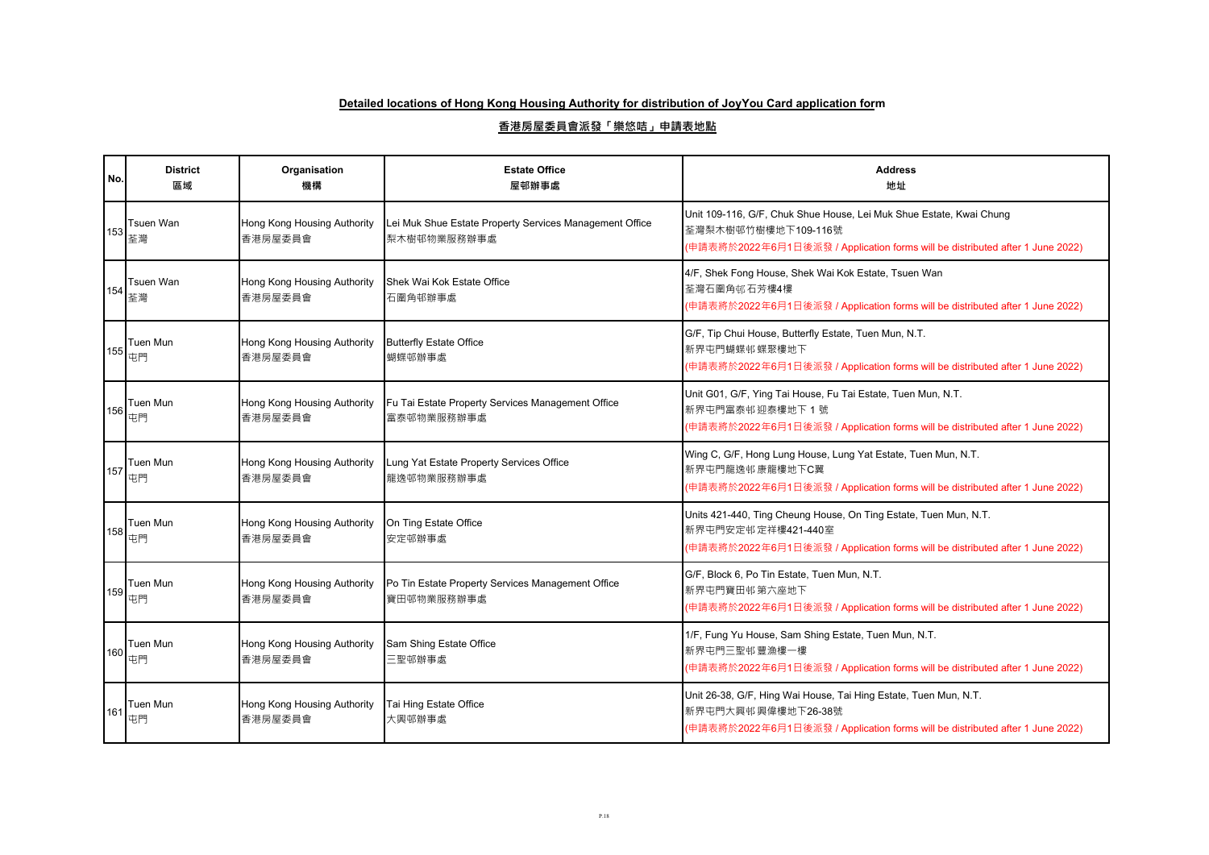**Detailed locations of Hong Kong Housing Authority for distribution of JoyYou Card application form**

**香港房屋委員會派發「樂悠咭」申請表地點**

| No. | District<br>區域 | Organisation<br>機構 | Estate Office<br>屋邨辦事處 | Address<br>地址 |
|---|---|---|---|---|
| 153 | Tsuen Wan<br>荃灣 | Hong Kong Housing Authority<br>香港房屋委員會 | Lei Muk Shue Estate Property Services Management Office<br>梨木樹邨物業服務辦事處 | Unit 109-116, G/F, Chuk Shue House, Lei Muk Shue Estate, Kwai Chung<br>荃灣梨木樹邨竹樹樓地下109-116號<br>(申請表將於2022年6月1日後派發 / Application forms will be distributed after 1 June 2022) |
| 154 | Tsuen Wan<br>荃灣 | Hong Kong Housing Authority<br>香港房屋委員會 | Shek Wai Kok Estate Office<br>石圍角邨辦事處 | 4/F, Shek Fong House, Shek Wai Kok Estate, Tsuen Wan<br>荃灣石圍角邨石芳樓4樓<br>(申請表將於2022年6月1日後派發 / Application forms will be distributed after 1 June 2022) |
| 155 | Tuen Mun<br>屯門 | Hong Kong Housing Authority<br>香港房屋委員會 | Butterfly Estate Office<br>蝴蝶邨辦事處 | G/F, Tip Chui House, Butterfly Estate, Tuen Mun, N.T.<br>新界屯門蝴蝶邨蝶聚樓地下<br>(申請表將於2022年6月1日後派發 / Application forms will be distributed after 1 June 2022) |
| 156 | Tuen Mun<br>屯門 | Hong Kong Housing Authority<br>香港房屋委員會 | Fu Tai Estate Property Services Management Office<br>富泰邨物業服務辦事處 | Unit G01, G/F, Ying Tai House, Fu Tai Estate, Tuen Mun, N.T.<br>新界屯門富泰邨迎泰樓地下 1 號<br>(申請表將於2022年6月1日後派發 / Application forms will be distributed after 1 June 2022) |
| 157 | Tuen Mun<br>屯門 | Hong Kong Housing Authority<br>香港房屋委員會 | Lung Yat Estate Property Services Office<br>龍逸邨物業服務辦事處 | Wing C, G/F, Hong Lung House, Lung Yat Estate, Tuen Mun, N.T.<br>新界屯門龍逸邨康龍樓地下C翼<br>(申請表將於2022年6月1日後派發 / Application forms will be distributed after 1 June 2022) |
| 158 | Tuen Mun<br>屯門 | Hong Kong Housing Authority<br>香港房屋委員會 | On Ting Estate Office<br>安定邨辦事處 | Units 421-440, Ting Cheung House, On Ting Estate, Tuen Mun, N.T.<br>新界屯門安定邨定祥樓421-440室<br>(申請表將於2022年6月1日後派發 / Application forms will be distributed after 1 June 2022) |
| 159 | Tuen Mun<br>屯門 | Hong Kong Housing Authority<br>香港房屋委員會 | Po Tin Estate Property Services Management Office<br>寶田邨物業服務辦事處 | G/F, Block 6, Po Tin Estate, Tuen Mun, N.T.<br>新界屯門寶田邨第六座地下<br>(申請表將於2022年6月1日後派發 / Application forms will be distributed after 1 June 2022) |
| 160 | Tuen Mun<br>屯門 | Hong Kong Housing Authority<br>香港房屋委員會 | Sam Shing Estate Office<br>三聖邨辦事處 | 1/F, Fung Yu House, Sam Shing Estate, Tuen Mun, N.T.<br>新界屯門三聖邨豐漁樓一樓<br>(申請表將於2022年6月1日後派發 / Application forms will be distributed after 1 June 2022) |
| 161 | Tuen Mun<br>屯門 | Hong Kong Housing Authority<br>香港房屋委員會 | Tai Hing Estate Office<br>大興邨辦事處 | Unit 26-38, G/F, Hing Wai House, Tai Hing Estate, Tuen Mun, N.T.<br>新界屯門大興邨興偉樓地下26-38號<br>(申請表將於2022年6月1日後派發 / Application forms will be distributed after 1 June 2022) |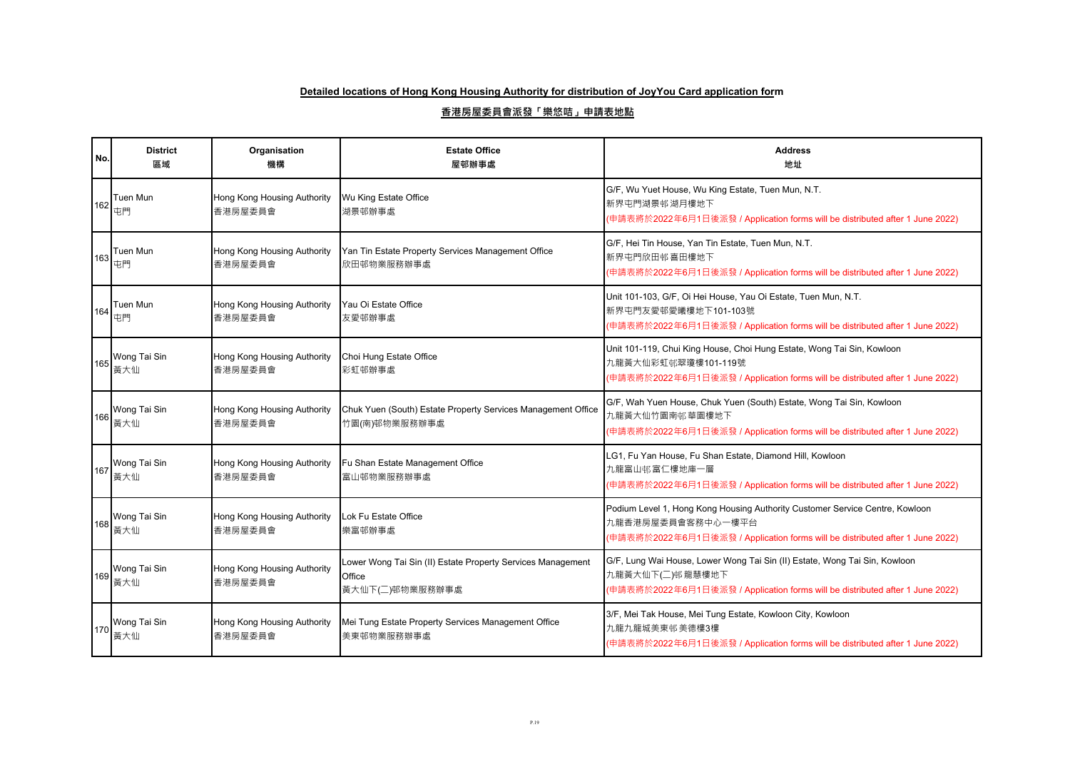**Detailed locations of Hong Kong Housing Authority for distribution of JoyYou Card application form**

**香港房屋委員會派發「樂悠咭」申請表地點**

| No. | District<br>區域 | Organisation<br>機構 | Estate Office<br>屋邨辦事處 | Address<br>地址 |
|---|---|---|---|---|
| 162 | Tuen Mun<br>屯門 | Hong Kong Housing Authority<br>香港房屋委員會 | Wu King Estate Office<br>湖景邨辦事處 | G/F, Wu Yuet House, Wu King Estate, Tuen Mun, N.T.<br>新界屯門湖景邨 湖月樓地下<br>(申請表將於2022年6月1日後派發 / Application forms will be distributed after 1 June 2022) |
| 163 | Tuen Mun<br>屯門 | Hong Kong Housing Authority<br>香港房屋委員會 | Yan Tin Estate Property Services Management Office<br>欣田邨物業服務辦事處 | G/F, Hei Tin House, Yan Tin Estate, Tuen Mun, N.T.<br>新界屯門欣田邨 喜田樓地下<br>(申請表將於2022年6月1日後派發 / Application forms will be distributed after 1 June 2022) |
| 164 | Tuen Mun<br>屯門 | Hong Kong Housing Authority<br>香港房屋委員會 | Yau Oi Estate Office<br>友愛邨辦事處 | Unit 101-103, G/F, Oi Hei House, Yau Oi Estate, Tuen Mun, N.T.<br>新界屯門友愛邨愛曦樓地下101-103號<br>(申請表將於2022年6月1日後派發 / Application forms will be distributed after 1 June 2022) |
| 165 | Wong Tai Sin<br>黃大仙 | Hong Kong Housing Authority<br>香港房屋委員會 | Choi Hung Estate Office<br>彩虹邨辦事處 | Unit 101-119, Chui King House, Choi Hung Estate, Wong Tai Sin, Kowloon<br>九龍黃大仙彩虹邨翠瓊樓101-119號<br>(申請表將於2022年6月1日後派發 / Application forms will be distributed after 1 June 2022) |
| 166 | Wong Tai Sin<br>黃大仙 | Hong Kong Housing Authority<br>香港房屋委員會 | Chuk Yuen (South) Estate Property Services Management Office<br>竹園(南)邨物業服務辦事處 | G/F, Wah Yuen House, Chuk Yuen (South) Estate, Wong Tai Sin, Kowloon<br>九龍黃大仙竹園南邨 華園樓地下<br>(申請表將於2022年6月1日後派發 / Application forms will be distributed after 1 June 2022) |
| 167 | Wong Tai Sin<br>黃大仙 | Hong Kong Housing Authority<br>香港房屋委員會 | Fu Shan Estate Management Office<br>富山邨物業服務辦事處 | LG1, Fu Yan House, Fu Shan Estate, Diamond Hill, Kowloon<br>九龍富山邨 富仁樓地庫一層<br>(申請表將於2022年6月1日後派發 / Application forms will be distributed after 1 June 2022) |
| 168 | Wong Tai Sin<br>黃大仙 | Hong Kong Housing Authority<br>香港房屋委員會 | Lok Fu Estate Office<br>樂富邨辦事處 | Podium Level 1, Hong Kong Housing Authority Customer Service Centre, Kowloon<br>九龍香港房屋委員會客務中心一樓平台<br>(申請表將於2022年6月1日後派發 / Application forms will be distributed after 1 June 2022) |
| 169 | Wong Tai Sin<br>黃大仙 | Hong Kong Housing Authority<br>香港房屋委員會 | Lower Wong Tai Sin (II) Estate Property Services Management Office<br>黃大仙下(二)邨物業服務辦事處 | G/F, Lung Wai House, Lower Wong Tai Sin (II) Estate, Wong Tai Sin, Kowloon<br>九龍黃大仙下(二)邨 龍慧樓地下<br>(申請表將於2022年6月1日後派發 / Application forms will be distributed after 1 June 2022) |
| 170 | Wong Tai Sin<br>黃大仙 | Hong Kong Housing Authority<br>香港房屋委員會 | Mei Tung Estate Property Services Management Office<br>美東邨物業服務辦事處 | 3/F, Mei Tak House, Mei Tung Estate, Kowloon City, Kowloon<br>九龍九龍城美東邨 美德樓3樓<br>(申請表將於2022年6月1日後派發 / Application forms will be distributed after 1 June 2022) |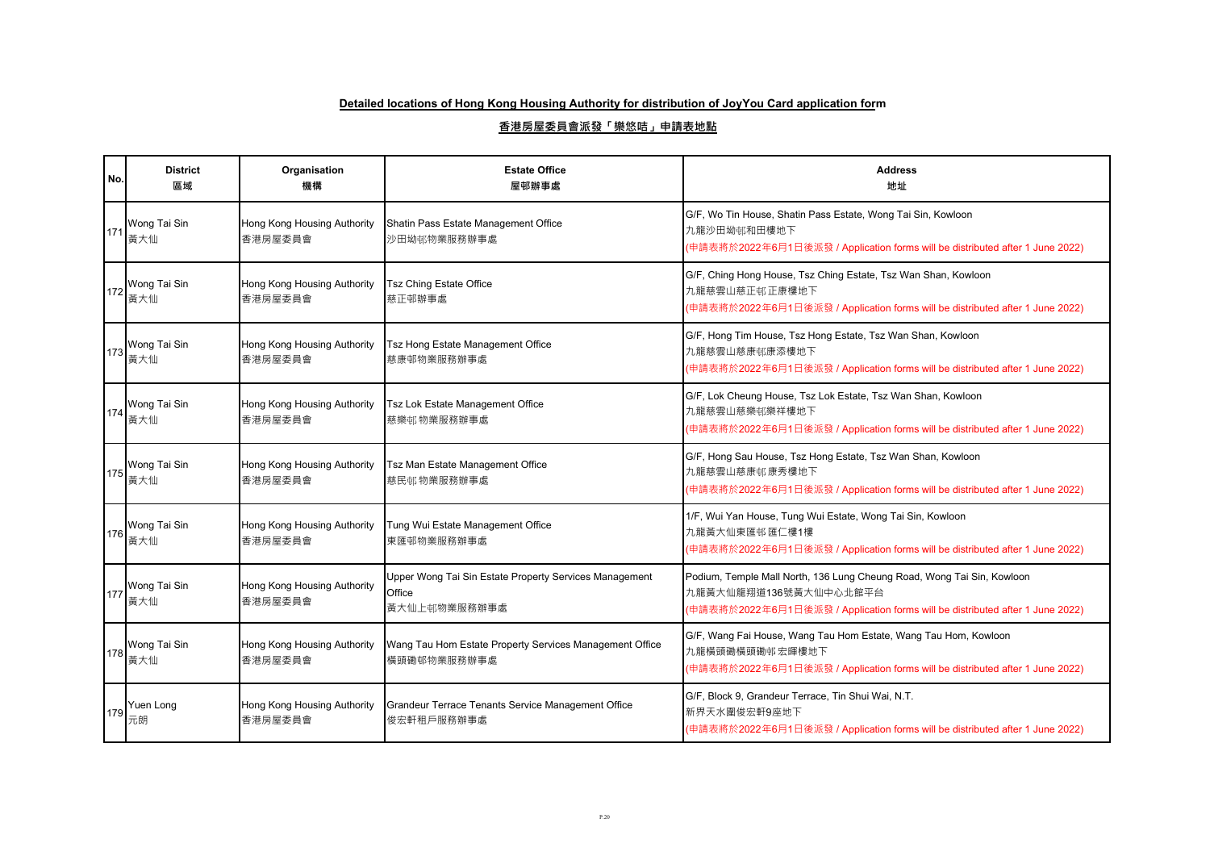**Detailed locations of Hong Kong Housing Authority for distribution of JoyYou Card application form**

**香港房屋委員會派發「樂悠咭」申請表地點**

| No. | District<br>區域 | Organisation<br>機構 | Estate Office<br>屋邨辦事處 | Address<br>地址 |
|---|---|---|---|---|
| 171 | Wong Tai Sin<br>黃大仙 | Hong Kong Housing Authority<br>香港房屋委員會 | Shatin Pass Estate Management Office<br>沙田坳邨物業服務辦事處 | G/F, Wo Tin House, Shatin Pass Estate, Wong Tai Sin, Kowloon<br>九龍沙田坳邨和田樓地下<br>(申請表將於2022年6月1日後派發 / Application forms will be distributed after 1 June 2022) |
| 172 | Wong Tai Sin<br>黃大仙 | Hong Kong Housing Authority<br>香港房屋委員會 | Tsz Ching Estate Office<br>慈正邨辦事處 | G/F, Ching Hong House, Tsz Ching Estate, Tsz Wan Shan, Kowloon<br>九龍慈雲山慈正邨正康樓地下<br>(申請表將於2022年6月1日後派發 / Application forms will be distributed after 1 June 2022) |
| 173 | Wong Tai Sin<br>黃大仙 | Hong Kong Housing Authority<br>香港房屋委員會 | Tsz Hong Estate Management Office<br>慈康邨物業服務辦事處 | G/F, Hong Tim House, Tsz Hong Estate, Tsz Wan Shan, Kowloon<br>九龍慈雲山慈康邨康添樓地下<br>(申請表將於2022年6月1日後派發 / Application forms will be distributed after 1 June 2022) |
| 174 | Wong Tai Sin<br>黃大仙 | Hong Kong Housing Authority<br>香港房屋委員會 | Tsz Lok Estate Management Office<br>慈樂邨物業服務辦事處 | G/F, Lok Cheung House, Tsz Lok Estate, Tsz Wan Shan, Kowloon<br>九龍慈雲山慈樂邨樂祥樓地下<br>(申請表將於2022年6月1日後派發 / Application forms will be distributed after 1 June 2022) |
| 175 | Wong Tai Sin<br>黃大仙 | Hong Kong Housing Authority<br>香港房屋委員會 | Tsz Man Estate Management Office<br>慈民邨物業服務辦事處 | G/F, Hong Sau House, Tsz Hong Estate, Tsz Wan Shan, Kowloon<br>九龍慈雲山慈康邨康秀樓地下<br>(申請表將於2022年6月1日後派發 / Application forms will be distributed after 1 June 2022) |
| 176 | Wong Tai Sin<br>黃大仙 | Hong Kong Housing Authority<br>香港房屋委員會 | Tung Wui Estate Management Office<br>東匯邨物業服務辦事處 | 1/F, Wui Yan House, Tung Wui Estate, Wong Tai Sin, Kowloon<br>九龍黃大仙東匯邨匯仁樓1樓<br>(申請表將於2022年6月1日後派發 / Application forms will be distributed after 1 June 2022) |
| 177 | Wong Tai Sin<br>黃大仙 | Hong Kong Housing Authority<br>香港房屋委員會 | Upper Wong Tai Sin Estate Property Services Management Office<br>黃大仙上邨物業服務辦事處 | Podium, Temple Mall North, 136 Lung Cheung Road, Wong Tai Sin, Kowloon<br>九龍黃大仙龍翔道136號黃大仙中心北館平台<br>(申請表將於2022年6月1日後派發 / Application forms will be distributed after 1 June 2022) |
| 178 | Wong Tai Sin<br>黃大仙 | Hong Kong Housing Authority<br>香港房屋委員會 | Wang Tau Hom Estate Property Services Management Office<br>橫頭磡邨物業服務辦事處 | G/F, Wang Fai House, Wang Tau Hom Estate, Wang Tau Hom, Kowloon<br>九龍橫頭磡橫頭磡邨宏暉樓地下<br>(申請表將於2022年6月1日後派發 / Application forms will be distributed after 1 June 2022) |
| 179 | Yuen Long<br>元朗 | Hong Kong Housing Authority<br>香港房屋委員會 | Grandeur Terrace Tenants Service Management Office<br>俊宏軒租戶服務辦事處 | G/F, Block 9, Grandeur Terrace, Tin Shui Wai, N.T.<br>新界天水圍俊宏軒9座地下<br>(申請表將於2022年6月1日後派發 / Application forms will be distributed after 1 June 2022) |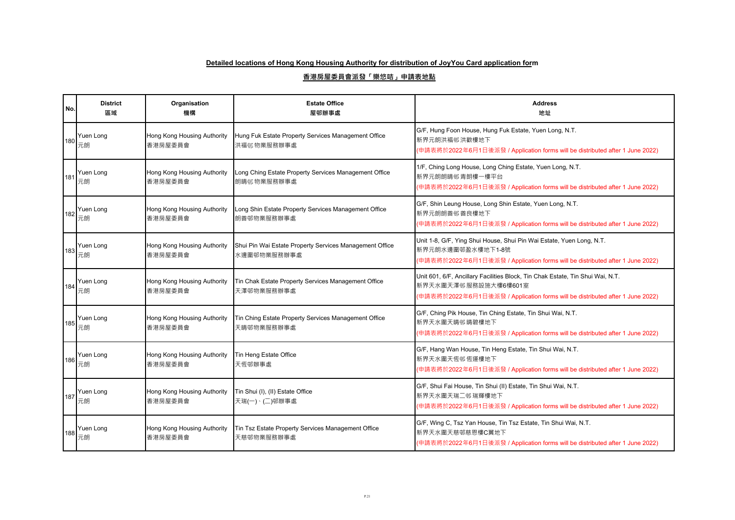**Detailed locations of Hong Kong Housing Authority for distribution of JoyYou Card application form**

**香港房屋委員會派發「樂悠咭」申請表地點**

| No. | District<br>區域 | Organisation<br>機構 | Estate Office<br>屋邨辦事處 | Address<br>地址 |
|---|---|---|---|---|
| 180 | Yuen Long<br>元朗 | Hong Kong Housing Authority<br>香港房屋委員會 | Hung Fuk Estate Property Services Management Office<br>洪福邨物業服務辦事處 | G/F, Hung Foon House, Hung Fuk Estate, Yuen Long, N.T.<br>新界元朗洪福邨洪歡樓地下<br>(申請表將於2022年6月1日後派發 / Application forms will be distributed after 1 June 2022) |
| 181 | Yuen Long<br>元朗 | Hong Kong Housing Authority<br>香港房屋委員會 | Long Ching Estate Property Services Management Office<br>朗晴邨物業服務辦事處 | 1/F, Ching Long House, Long Ching Estate, Yuen Long, N.T.<br>新界元朗朗晴邨青朗樓一樓平台<br>(申請表將於2022年6月1日後派發 / Application forms will be distributed after 1 June 2022) |
| 182 | Yuen Long<br>元朗 | Hong Kong Housing Authority<br>香港房屋委員會 | Long Shin Estate Property Services Management Office<br>朗善邨物業服務辦事處 | G/F, Shin Leung House, Long Shin Estate, Yuen Long, N.T.<br>新界元朗朗善邨善良樓地下<br>(申請表將於2022年6月1日後派發 / Application forms will be distributed after 1 June 2022) |
| 183 | Yuen Long<br>元朗 | Hong Kong Housing Authority<br>香港房屋委員會 | Shui Pin Wai Estate Property Services Management Office<br>水邊圍邨物業服務辦事處 | Unit 1-8, G/F, Ying Shui House, Shui Pin Wai Estate, Yuen Long, N.T.<br>新界元朗水邊圍邨盈水樓地下1-8號<br>(申請表將於2022年6月1日後派發 / Application forms will be distributed after 1 June 2022) |
| 184 | Yuen Long<br>元朗 | Hong Kong Housing Authority<br>香港房屋委員會 | Tin Chak Estate Property Services Management Office<br>天澤邨物業服務辦事處 | Unit 601, 6/F, Ancillary Facilities Block, Tin Chak Estate, Tin Shui Wai, N.T.<br>新界天水圍天澤邨服務設施大樓6樓601室<br>(申請表將於2022年6月1日後派發 / Application forms will be distributed after 1 June 2022) |
| 185 | Yuen Long<br>元朗 | Hong Kong Housing Authority<br>香港房屋委員會 | Tin Ching Estate Property Services Management Office<br>天晴邨物業服務辦事處 | G/F, Ching Pik House, Tin Ching Estate, Tin Shui Wai, N.T.<br>新界天水圍天晴邨晴碧樓地下<br>(申請表將於2022年6月1日後派發 / Application forms will be distributed after 1 June 2022) |
| 186 | Yuen Long<br>元朗 | Hong Kong Housing Authority<br>香港房屋委員會 | Tin Heng Estate Office<br>天恆邨辦事處 | G/F, Hang Wan House, Tin Heng Estate, Tin Shui Wai, N.T.<br>新界天水圍天恆邨恆運樓地下<br>(申請表將於2022年6月1日後派發 / Application forms will be distributed after 1 June 2022) |
| 187 | Yuen Long<br>元朗 | Hong Kong Housing Authority<br>香港房屋委員會 | Tin Shui (I), (II) Estate Office<br>天瑞(一)、(二)邨辦事處 | G/F, Shui Fai House, Tin Shui (II) Estate, Tin Shui Wai, N.T.<br>新界天水圍天瑞二邨瑞輝樓地下<br>(申請表將於2022年6月1日後派發 / Application forms will be distributed after 1 June 2022) |
| 188 | Yuen Long<br>元朗 | Hong Kong Housing Authority<br>香港房屋委員會 | Tin Tsz Estate Property Services Management Office<br>天慈邨物業服務辦事處 | G/F, Wing C, Tsz Yan House, Tin Tsz Estate, Tin Shui Wai, N.T.<br>新界天水圍天慈邨慈恩樓C翼地下<br>(申請表將於2022年6月1日後派發 / Application forms will be distributed after 1 June 2022) |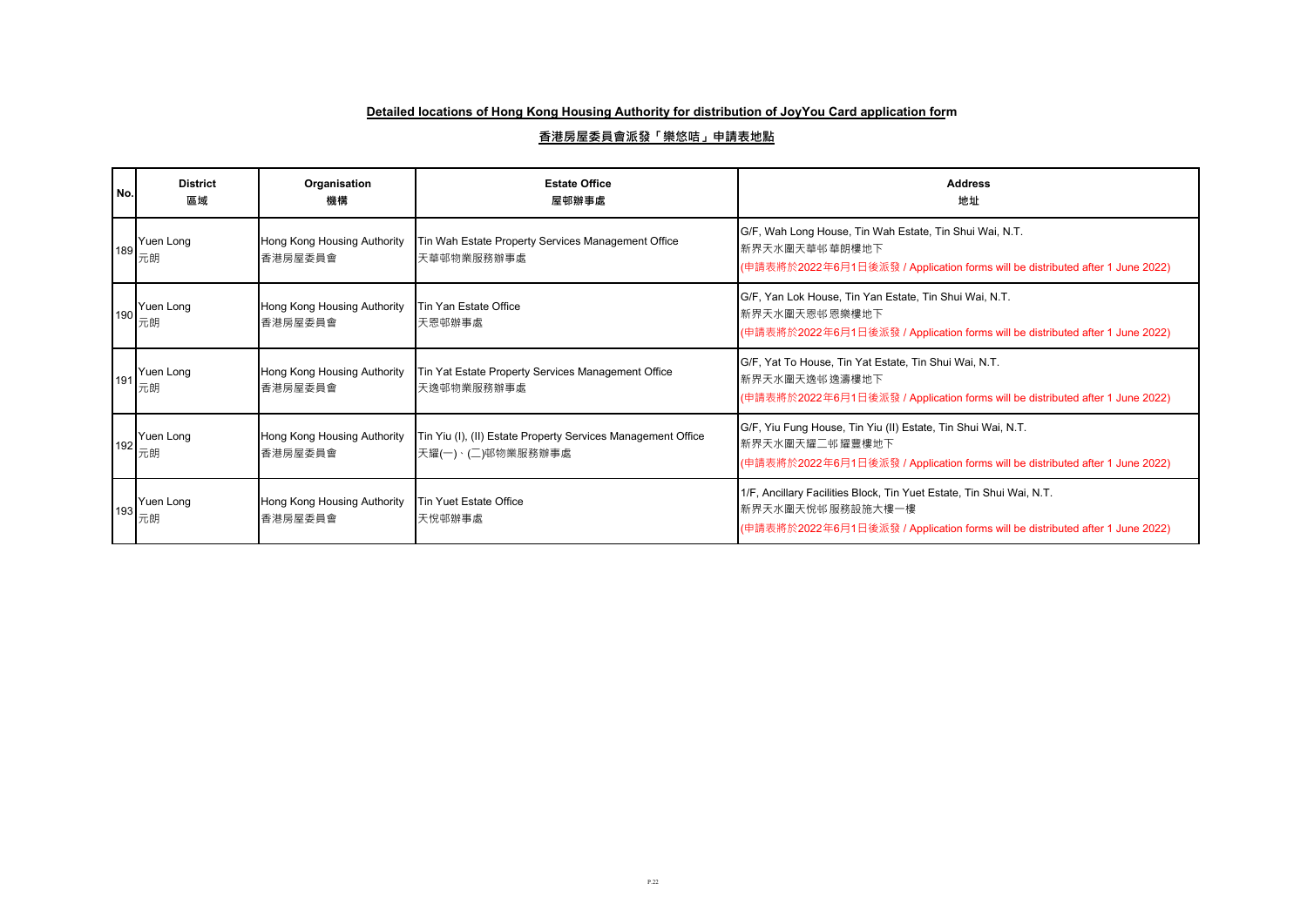**Detailed locations of Hong Kong Housing Authority for distribution of JoyYou Card application form**

**香港房屋委員會派發「樂悠咭」申請表地點**

| No. | District<br>區域 | Organisation<br>機構 | Estate Office<br>屋邨辦事處 | Address<br>地址 |
|---|---|---|---|---|
| 189 | Yuen Long<br>元朗 | Hong Kong Housing Authority<br>香港房屋委員會 | Tin Wah Estate Property Services Management Office<br>天華邨物業服務辦事處 | G/F, Wah Long House, Tin Wah Estate, Tin Shui Wai, N.T.<br>新界天水圍天華邨 華朗樓地下<br>(申請表將於2022年6月1日後派發 / Application forms will be distributed after 1 June 2022) |
| 190 | Yuen Long<br>元朗 | Hong Kong Housing Authority<br>香港房屋委員會 | Tin Yan Estate Office<br>天恩邨辦事處 | G/F, Yan Lok House, Tin Yan Estate, Tin Shui Wai, N.T.<br>新界天水圍天恩邨 恩樂樓地下<br>(申請表將於2022年6月1日後派發 / Application forms will be distributed after 1 June 2022) |
| 191 | Yuen Long<br>元朗 | Hong Kong Housing Authority<br>香港房屋委員會 | Tin Yat Estate Property Services Management Office<br>天逸邨物業服務辦事處 | G/F, Yat To House, Tin Yat Estate, Tin Shui Wai, N.T.<br>新界天水圍天逸邨 逸濤樓地下<br>(申請表將於2022年6月1日後派發 / Application forms will be distributed after 1 June 2022) |
| 192 | Yuen Long<br>元朗 | Hong Kong Housing Authority<br>香港房屋委員會 | Tin Yiu (I), (II) Estate Property Services Management Office<br>天耀(一)、(二)邨物業服務辦事處 | G/F, Yiu Fung House, Tin Yiu (II) Estate, Tin Shui Wai, N.T.<br>新界天水圍天耀二邨 耀豐樓地下<br>(申請表將於2022年6月1日後派發 / Application forms will be distributed after 1 June 2022) |
| 193 | Yuen Long<br>元朗 | Hong Kong Housing Authority<br>香港房屋委員會 | Tin Yuet Estate Office<br>天悅邨辦事處 | 1/F, Ancillary Facilities Block, Tin Yuet Estate, Tin Shui Wai, N.T.<br>新界天水圍天悅邨 服務設施大樓一樓<br>(申請表將於2022年6月1日後派發 / Application forms will be distributed after 1 June 2022) |